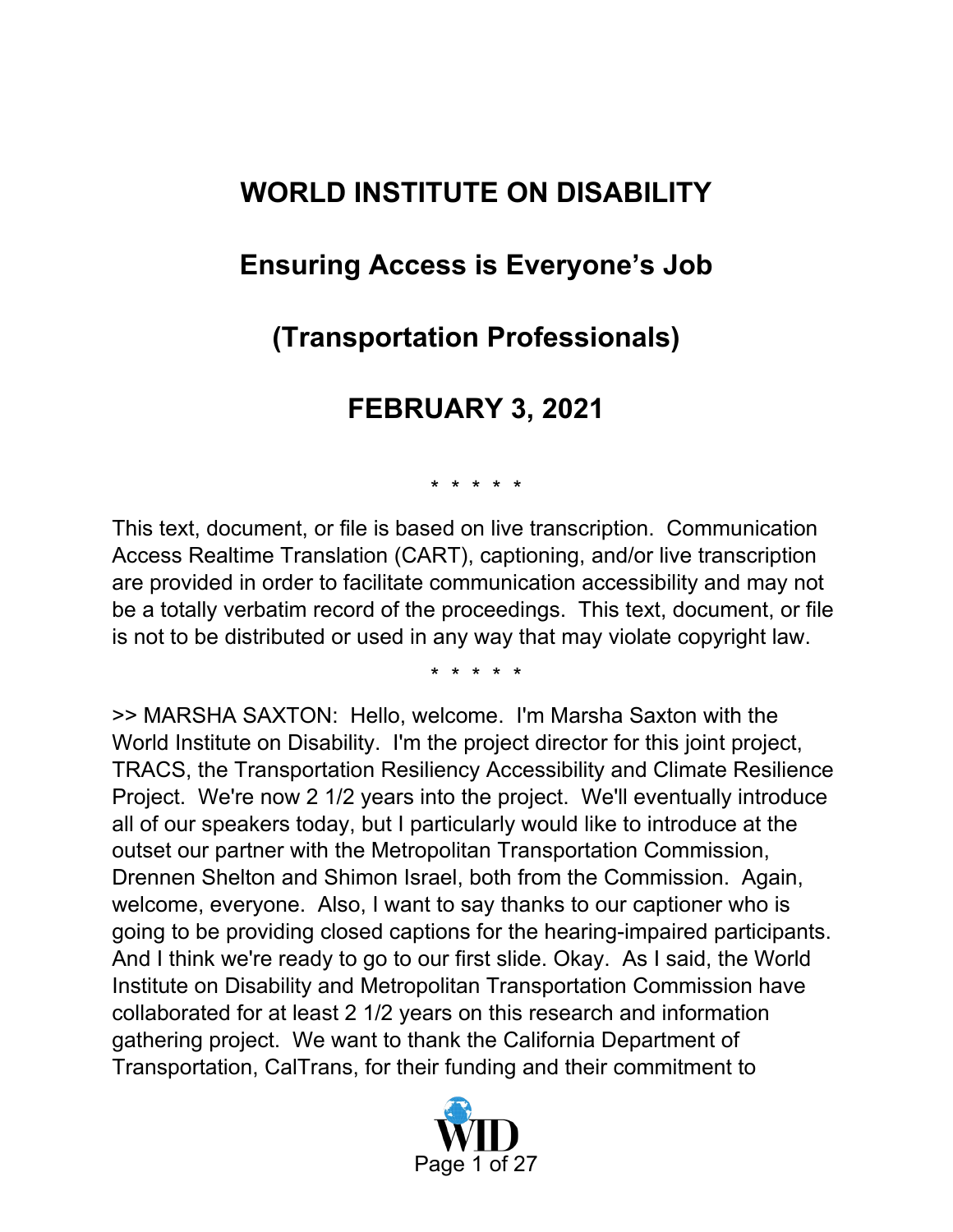# WORLD INSTITUTE ON DISABILITY

## Ensuring Access is Everyone's Job

## (Transportation Professionals)

## FEBRUARY 3, 2021

\* \* \* \* \*

This text, document, or file is based on live transcription. Communication Access Realtime Translation (CART), captioning, and/or live transcription are provided in order to facilitate communication accessibility and may not be a totally verbatim record of the proceedings. This text, document, or file is not to be distributed or used in any way that may violate copyright law.

\* \* \* \* \*

>> MARSHA SAXTON: Hello, welcome. I'm Marsha Saxton with the World Institute on Disability. I'm the project director for this joint project, TRACS, the Transportation Resiliency Accessibility and Climate Resilience Project. We're now 2 1/2 years into the project. We'll eventually introduce all of our speakers today, but I particularly would like to introduce at the outset our partner with the Metropolitan Transportation Commission, Drennen Shelton and Shimon Israel, both from the Commission. Again, welcome, everyone. Also, I want to say thanks to our captioner who is going to be providing closed captions for the hearing-impaired participants. And I think we're ready to go to our first slide. Okay. As I said, the World Institute on Disability and Metropolitan Transportation Commission have collaborated for at least 2 1/2 years on this research and information gathering project. We want to thank the California Department of Transportation, CalTrans, for their funding and their commitment to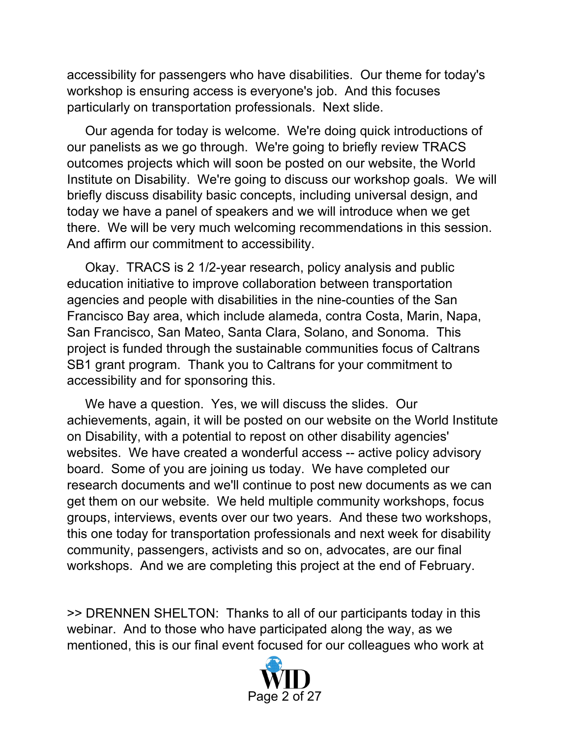accessibility for passengers who have disabilities. Our theme for today's workshop is ensuring access is everyone's job. And this focuses particularly on transportation professionals. Next slide.

Our agenda for today is welcome. We're doing quick introductions of our panelists as we go through. We're going to briefly review TRACS outcomes projects which will soon be posted on our website, the World Institute on Disability. We're going to discuss our workshop goals. We will briefly discuss disability basic concepts, including universal design, and today we have a panel of speakers and we will introduce when we get there. We will be very much welcoming recommendations in this session. And affirm our commitment to accessibility.

Okay. TRACS is 2 1/2-year research, policy analysis and public education initiative to improve collaboration between transportation agencies and people with disabilities in the nine-counties of the San Francisco Bay area, which include alameda, contra Costa, Marin, Napa, San Francisco, San Mateo, Santa Clara, Solano, and Sonoma. This project is funded through the sustainable communities focus of Caltrans SB1 grant program. Thank you to Caltrans for your commitment to accessibility and for sponsoring this.

We have a question. Yes, we will discuss the slides. Our achievements, again, it will be posted on our website on the World Institute on Disability, with a potential to repost on other disability agencies' websites. We have created a wonderful access -- active policy advisory board. Some of you are joining us today. We have completed our research documents and we'll continue to post new documents as we can get them on our website. We held multiple community workshops, focus groups, interviews, events over our two years. And these two workshops, this one today for transportation professionals and next week for disability community, passengers, activists and so on, advocates, are our final workshops. And we are completing this project at the end of February.

>> DRENNEN SHELTON: Thanks to all of our participants today in this webinar. And to those who have participated along the way, as we mentioned, this is our final event focused for our colleagues who work at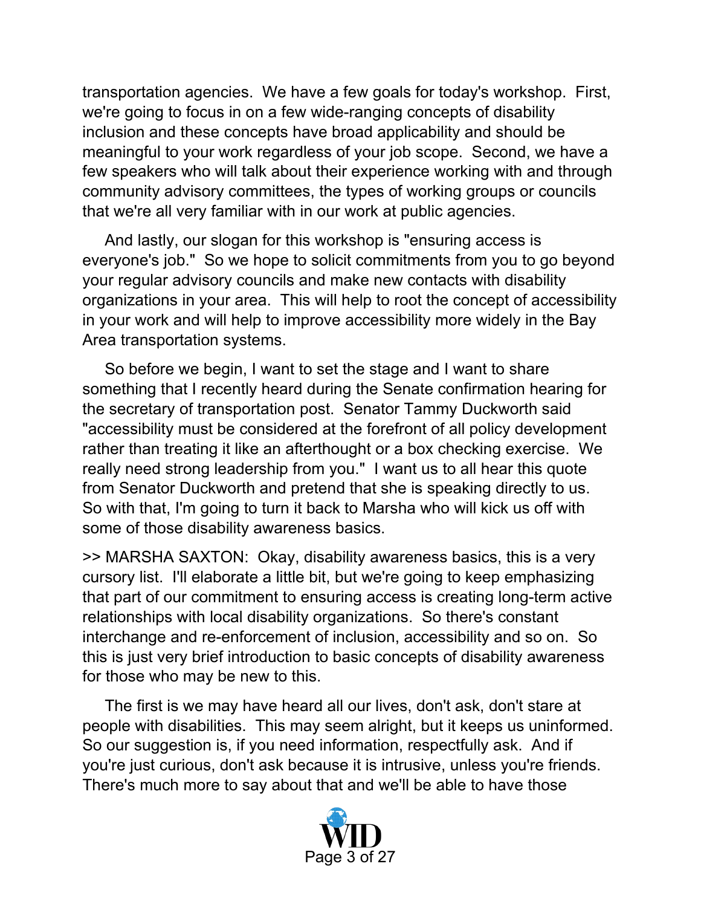transportation agencies. We have a few goals for today's workshop. First, we're going to focus in on a few wide-ranging concepts of disability inclusion and these concepts have broad applicability and should be meaningful to your work regardless of your job scope. Second, we have a few speakers who will talk about their experience working with and through community advisory committees, the types of working groups or councils that we're all very familiar with in our work at public agencies.

And lastly, our slogan for this workshop is "ensuring access is everyone's job." So we hope to solicit commitments from you to go beyond your regular advisory councils and make new contacts with disability organizations in your area. This will help to root the concept of accessibility in your work and will help to improve accessibility more widely in the Bay Area transportation systems.

So before we begin, I want to set the stage and I want to share something that I recently heard during the Senate confirmation hearing for the secretary of transportation post. Senator Tammy Duckworth said "accessibility must be considered at the forefront of all policy development rather than treating it like an afterthought or a box checking exercise. We really need strong leadership from you." I want us to all hear this quote from Senator Duckworth and pretend that she is speaking directly to us. So with that, I'm going to turn it back to Marsha who will kick us off with some of those disability awareness basics.

>> MARSHA SAXTON: Okay, disability awareness basics, this is a very cursory list. I'll elaborate a little bit, but we're going to keep emphasizing that part of our commitment to ensuring access is creating long-term active relationships with local disability organizations. So there's constant interchange and re-enforcement of inclusion, accessibility and so on. So this is just very brief introduction to basic concepts of disability awareness for those who may be new to this.

The first is we may have heard all our lives, don't ask, don't stare at people with disabilities. This may seem alright, but it keeps us uninformed. So our suggestion is, if you need information, respectfully ask. And if you're just curious, don't ask because it is intrusive, unless you're friends. There's much more to say about that and we'll be able to have those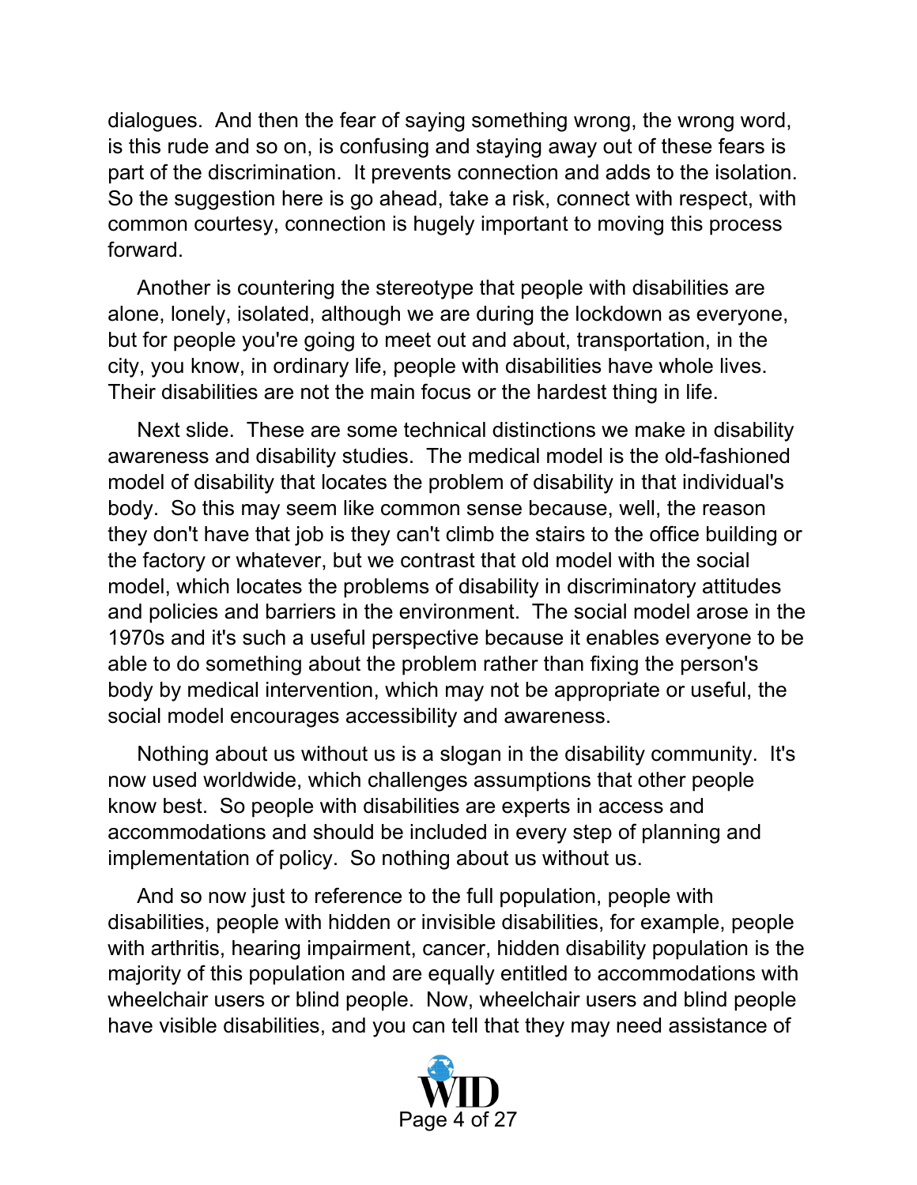dialogues. And then the fear of saying something wrong, the wrong word, is this rude and so on, is confusing and staying away out of these fears is part of the discrimination. It prevents connection and adds to the isolation. So the suggestion here is go ahead, take a risk, connect with respect, with common courtesy, connection is hugely important to moving this process forward.

Another is countering the stereotype that people with disabilities are alone, lonely, isolated, although we are during the lockdown as everyone, but for people you're going to meet out and about, transportation, in the city, you know, in ordinary life, people with disabilities have whole lives. Their disabilities are not the main focus or the hardest thing in life.

Next slide. These are some technical distinctions we make in disability awareness and disability studies. The medical model is the old-fashioned model of disability that locates the problem of disability in that individual's body. So this may seem like common sense because, well, the reason they don't have that job is they can't climb the stairs to the office building or the factory or whatever, but we contrast that old model with the social model, which locates the problems of disability in discriminatory attitudes and policies and barriers in the environment. The social model arose in the 1970s and it's such a useful perspective because it enables everyone to be able to do something about the problem rather than fixing the person's body by medical intervention, which may not be appropriate or useful, the social model encourages accessibility and awareness.

Nothing about us without us is a slogan in the disability community. It's now used worldwide, which challenges assumptions that other people know best. So people with disabilities are experts in access and accommodations and should be included in every step of planning and implementation of policy. So nothing about us without us.

And so now just to reference to the full population, people with disabilities, people with hidden or invisible disabilities, for example, people with arthritis, hearing impairment, cancer, hidden disability population is the majority of this population and are equally entitled to accommodations with wheelchair users or blind people. Now, wheelchair users and blind people have visible disabilities, and you can tell that they may need assistance of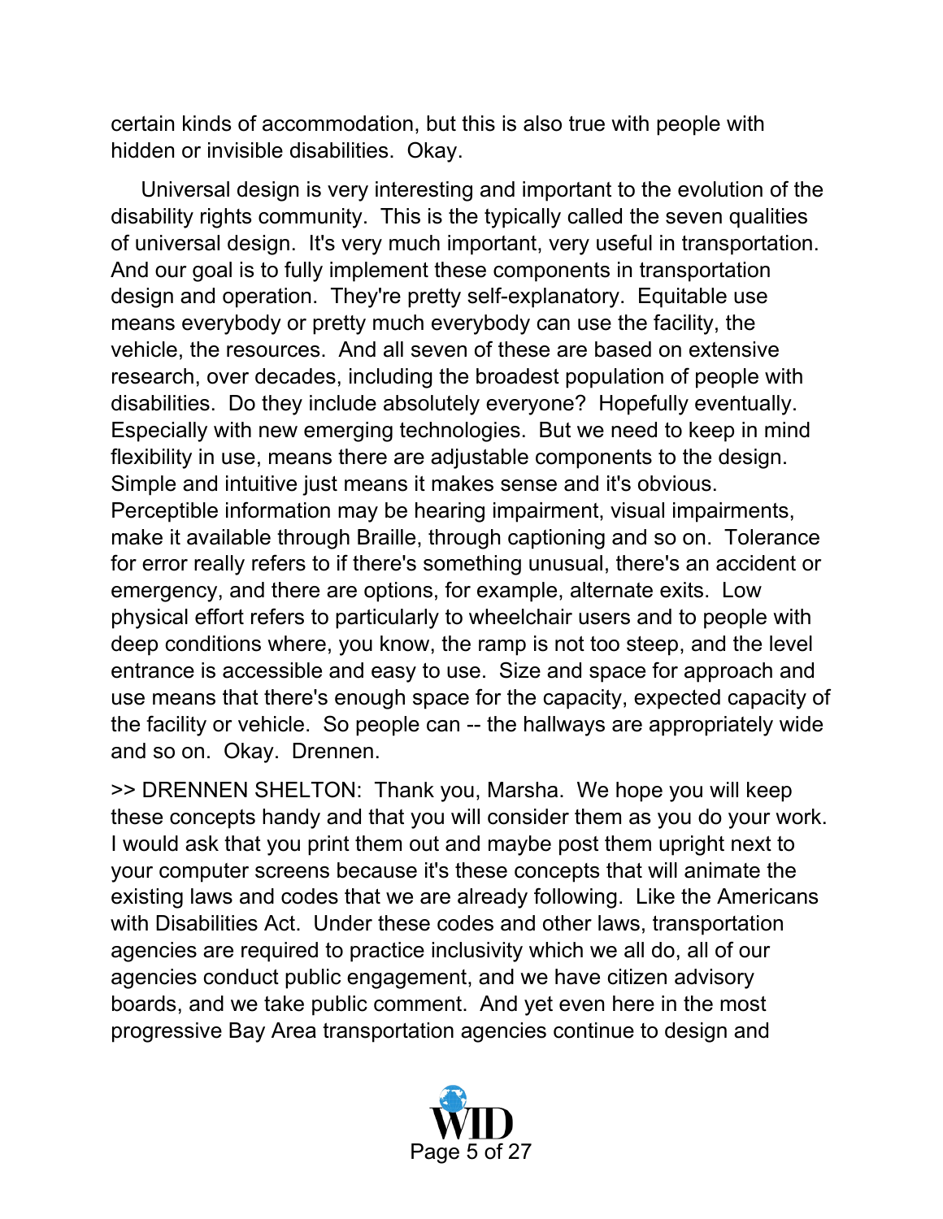certain kinds of accommodation, but this is also true with people with hidden or invisible disabilities. Okay.

Universal design is very interesting and important to the evolution of the disability rights community. This is the typically called the seven qualities of universal design. It's very much important, very useful in transportation. And our goal is to fully implement these components in transportation design and operation. They're pretty self-explanatory. Equitable use means everybody or pretty much everybody can use the facility, the vehicle, the resources. And all seven of these are based on extensive research, over decades, including the broadest population of people with disabilities. Do they include absolutely everyone? Hopefully eventually. Especially with new emerging technologies. But we need to keep in mind flexibility in use, means there are adjustable components to the design. Simple and intuitive just means it makes sense and it's obvious. Perceptible information may be hearing impairment, visual impairments, make it available through Braille, through captioning and so on. Tolerance for error really refers to if there's something unusual, there's an accident or emergency, and there are options, for example, alternate exits. Low physical effort refers to particularly to wheelchair users and to people with deep conditions where, you know, the ramp is not too steep, and the level entrance is accessible and easy to use. Size and space for approach and use means that there's enough space for the capacity, expected capacity of the facility or vehicle. So people can -- the hallways are appropriately wide and so on. Okay. Drennen.

>> DRENNEN SHELTON: Thank you, Marsha. We hope you will keep these concepts handy and that you will consider them as you do your work. I would ask that you print them out and maybe post them upright next to your computer screens because it's these concepts that will animate the existing laws and codes that we are already following. Like the Americans with Disabilities Act. Under these codes and other laws, transportation agencies are required to practice inclusivity which we all do, all of our agencies conduct public engagement, and we have citizen advisory boards, and we take public comment. And yet even here in the most progressive Bay Area transportation agencies continue to design and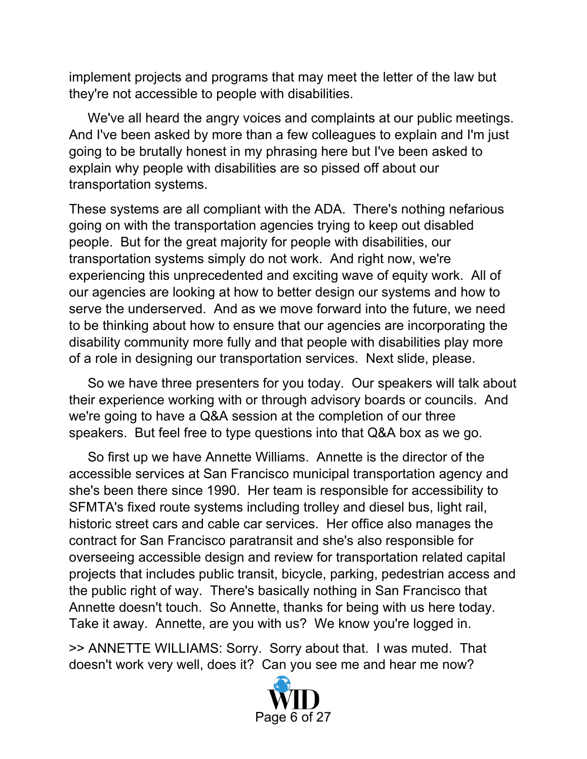implement projects and programs that may meet the letter of the law but they're not accessible to people with disabilities.

We've all heard the angry voices and complaints at our public meetings. And I've been asked by more than a few colleagues to explain and I'm just going to be brutally honest in my phrasing here but I've been asked to explain why people with disabilities are so pissed off about our transportation systems.

These systems are all compliant with the ADA. There's nothing nefarious going on with the transportation agencies trying to keep out disabled people. But for the great majority for people with disabilities, our transportation systems simply do not work. And right now, we're experiencing this unprecedented and exciting wave of equity work. All of our agencies are looking at how to better design our systems and how to serve the underserved. And as we move forward into the future, we need to be thinking about how to ensure that our agencies are incorporating the disability community more fully and that people with disabilities play more of a role in designing our transportation services. Next slide, please.

So we have three presenters for you today. Our speakers will talk about their experience working with or through advisory boards or councils. And we're going to have a Q&A session at the completion of our three speakers. But feel free to type questions into that Q&A box as we go.

So first up we have Annette Williams. Annette is the director of the accessible services at San Francisco municipal transportation agency and she's been there since 1990. Her team is responsible for accessibility to SFMTA's fixed route systems including trolley and diesel bus, light rail, historic street cars and cable car services. Her office also manages the contract for San Francisco paratransit and she's also responsible for overseeing accessible design and review for transportation related capital projects that includes public transit, bicycle, parking, pedestrian access and the public right of way. There's basically nothing in San Francisco that Annette doesn't touch. So Annette, thanks for being with us here today. Take it away. Annette, are you with us? We know you're logged in.

>> ANNETTE WILLIAMS: Sorry. Sorry about that. I was muted. That doesn't work very well, does it? Can you see me and hear me now?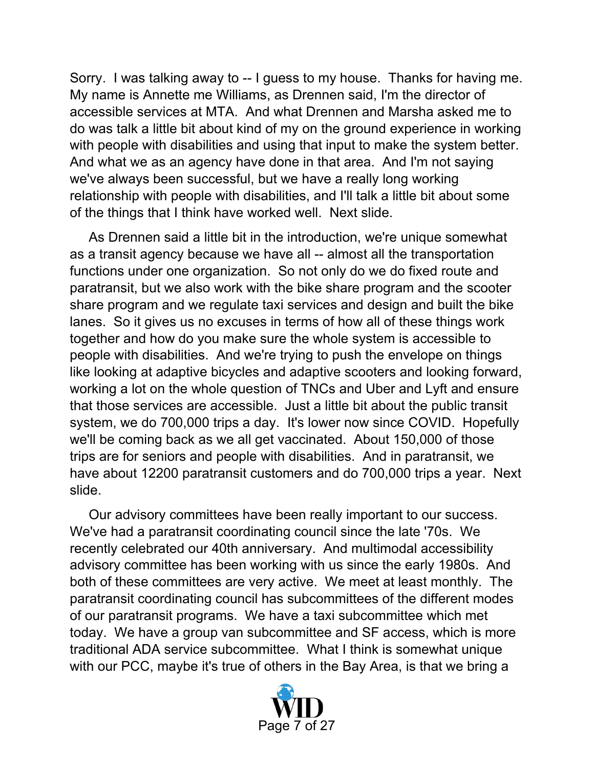Sorry. I was talking away to -- I guess to my house. Thanks for having me. My name is Annette me Williams, as Drennen said, I'm the director of accessible services at MTA. And what Drennen and Marsha asked me to do was talk a little bit about kind of my on the ground experience in working with people with disabilities and using that input to make the system better. And what we as an agency have done in that area. And I'm not saying we've always been successful, but we have a really long working relationship with people with disabilities, and I'll talk a little bit about some of the things that I think have worked well. Next slide.

As Drennen said a little bit in the introduction, we're unique somewhat as a transit agency because we have all -- almost all the transportation functions under one organization. So not only do we do fixed route and paratransit, but we also work with the bike share program and the scooter share program and we regulate taxi services and design and built the bike lanes. So it gives us no excuses in terms of how all of these things work together and how do you make sure the whole system is accessible to people with disabilities. And we're trying to push the envelope on things like looking at adaptive bicycles and adaptive scooters and looking forward, working a lot on the whole question of TNCs and Uber and Lyft and ensure that those services are accessible. Just a little bit about the public transit system, we do 700,000 trips a day. It's lower now since COVID. Hopefully we'll be coming back as we all get vaccinated. About 150,000 of those trips are for seniors and people with disabilities. And in paratransit, we have about 12200 paratransit customers and do 700,000 trips a year. Next slide.

Our advisory committees have been really important to our success. We've had a paratransit coordinating council since the late '70s. We recently celebrated our 40th anniversary. And multimodal accessibility advisory committee has been working with us since the early 1980s. And both of these committees are very active. We meet at least monthly. The paratransit coordinating council has subcommittees of the different modes of our paratransit programs. We have a taxi subcommittee which met today. We have a group van subcommittee and SF access, which is more traditional ADA service subcommittee. What I think is somewhat unique with our PCC, maybe it's true of others in the Bay Area, is that we bring a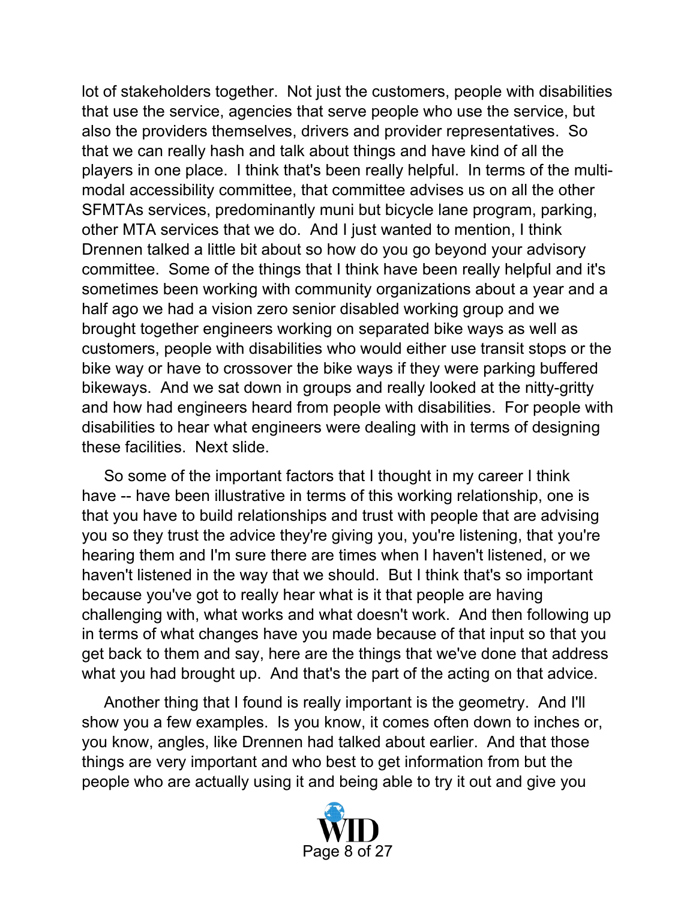lot of stakeholders together. Not just the customers, people with disabilities that use the service, agencies that serve people who use the service, but also the providers themselves, drivers and provider representatives. So that we can really hash and talk about things and have kind of all the players in one place. I think that's been really helpful. In terms of the multi-modal accessibility committee, that committee advises us on all the other SFMTAs services, predominantly muni but bicycle lane program, parking, other MTA services that we do. And I just wanted to mention, I think Drennen talked a little bit about so how do you go beyond your advisory committee. Some of the things that I think have been really helpful and it's sometimes been working with community organizations about a year and a half ago we had a vision zero senior disabled working group and we brought together engineers working on separated bike ways as well as customers, people with disabilities who would either use transit stops or the bike way or have to crossover the bike ways if they were parking buffered bikeways. And we sat down in groups and really looked at the nitty-gritty and how had engineers heard from people with disabilities. For people with disabilities to hear what engineers were dealing with in terms of designing these facilities. Next slide.

So some of the important factors that I thought in my career I think have -- have been illustrative in terms of this working relationship, one is that you have to build relationships and trust with people that are advising you so they trust the advice they're giving you, you're listening, that you're hearing them and I'm sure there are times when I haven't listened, or we haven't listened in the way that we should. But I think that's so important because you've got to really hear what is it that people are having challenging with, what works and what doesn't work. And then following up in terms of what changes have you made because of that input so that you get back to them and say, here are the things that we've done that address what you had brought up. And that's the part of the acting on that advice.

Another thing that I found is really important is the geometry. And I'll show you a few examples. Is you know, it comes often down to inches or, you know, angles, like Drennen had talked about earlier. And that those things are very important and who best to get information from but the people who are actually using it and being able to try it out and give you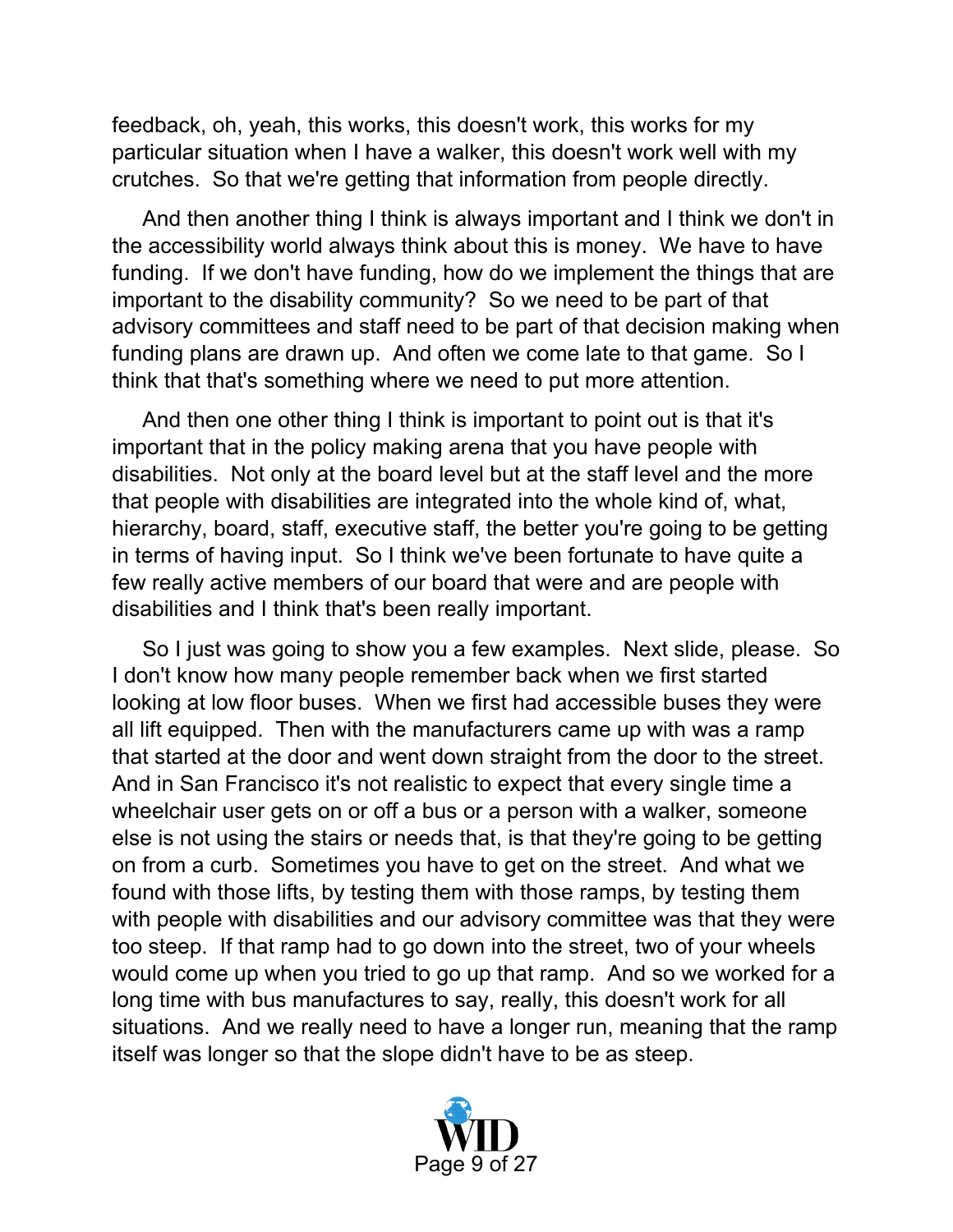feedback, oh, yeah, this works, this doesn't work, this works for my particular situation when I have a walker, this doesn't work well with my crutches. So that we're getting that information from people directly.

And then another thing I think is always important and I think we don't in the accessibility world always think about this is money. We have to have funding. If we don't have funding, how do we implement the things that are important to the disability community? So we need to be part of that advisory committees and staff need to be part of that decision making when funding plans are drawn up. And often we come late to that game. So I think that that's something where we need to put more attention.

And then one other thing I think is important to point out is that it's important that in the policy making arena that you have people with disabilities. Not only at the board level but at the staff level and the more that people with disabilities are integrated into the whole kind of, what, hierarchy, board, staff, executive staff, the better you're going to be getting in terms of having input. So I think we've been fortunate to have quite a few really active members of our board that were and are people with disabilities and I think that's been really important.

So I just was going to show you a few examples. Next slide, please. So I don't know how many people remember back when we first started looking at low floor buses. When we first had accessible buses they were all lift equipped. Then with the manufacturers came up with was a ramp that started at the door and went down straight from the door to the street. And in San Francisco it's not realistic to expect that every single time a wheelchair user gets on or off a bus or a person with a walker, someone else is not using the stairs or needs that, is that they're going to be getting on from a curb. Sometimes you have to get on the street. And what we found with those lifts, by testing them with those ramps, by testing them with people with disabilities and our advisory committee was that they were too steep. If that ramp had to go down into the street, two of your wheels would come up when you tried to go up that ramp. And so we worked for a long time with bus manufactures to say, really, this doesn't work for all situations. And we really need to have a longer run, meaning that the ramp itself was longer so that the slope didn't have to be as steep.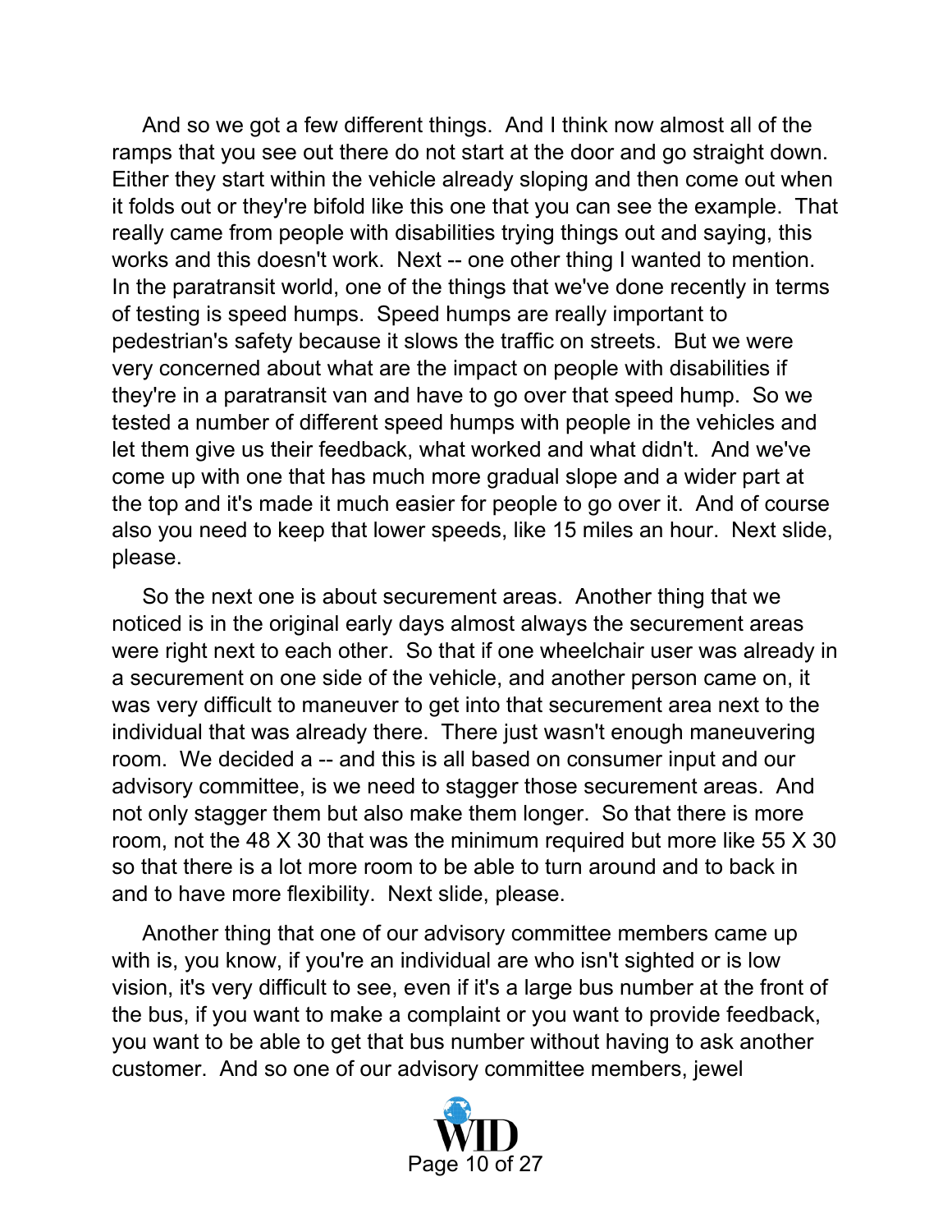And so we got a few different things. And I think now almost all of the ramps that you see out there do not start at the door and go straight down. Either they start within the vehicle already sloping and then come out when it folds out or they're bifold like this one that you can see the example. That really came from people with disabilities trying things out and saying, this works and this doesn't work. Next -- one other thing I wanted to mention. In the paratransit world, one of the things that we've done recently in terms of testing is speed humps. Speed humps are really important to pedestrian's safety because it slows the traffic on streets. But we were very concerned about what are the impact on people with disabilities if they're in a paratransit van and have to go over that speed hump. So we tested a number of different speed humps with people in the vehicles and let them give us their feedback, what worked and what didn't. And we've come up with one that has much more gradual slope and a wider part at the top and it's made it much easier for people to go over it. And of course also you need to keep that lower speeds, like 15 miles an hour. Next slide, please.

So the next one is about securement areas. Another thing that we noticed is in the original early days almost always the securement areas were right next to each other. So that if one wheelchair user was already in a securement on one side of the vehicle, and another person came on, it was very difficult to maneuver to get into that securement area next to the individual that was already there. There just wasn't enough maneuvering room. We decided a -- and this is all based on consumer input and our advisory committee, is we need to stagger those securement areas. And not only stagger them but also make them longer. So that there is more room, not the 48 X 30 that was the minimum required but more like 55 X 30 so that there is a lot more room to be able to turn around and to back in and to have more flexibility. Next slide, please.

Another thing that one of our advisory committee members came up with is, you know, if you're an individual are who isn't sighted or is low vision, it's very difficult to see, even if it's a large bus number at the front of the bus, if you want to make a complaint or you want to provide feedback, you want to be able to get that bus number without having to ask another customer. And so one of our advisory committee members, jewel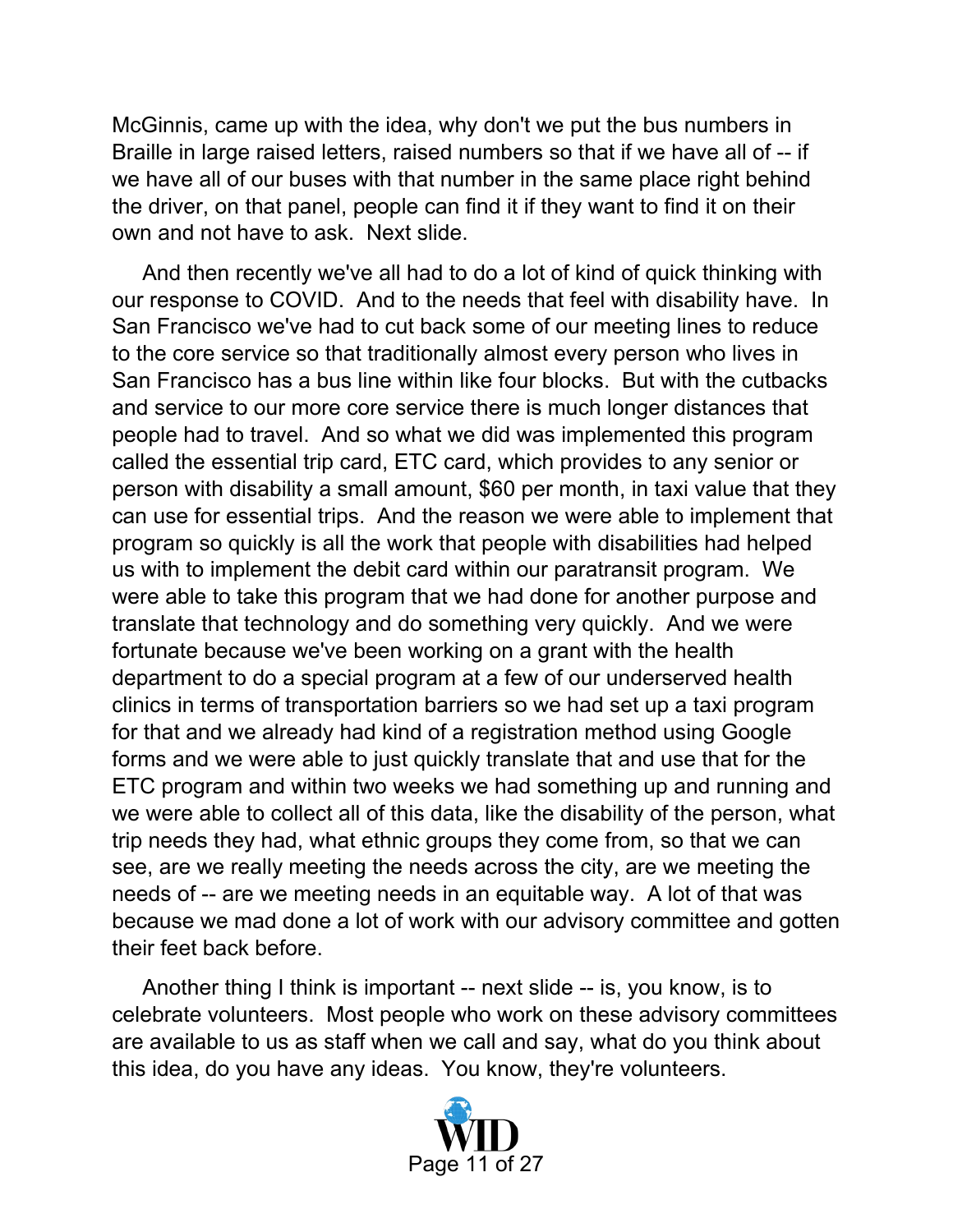McGinnis, came up with the idea, why don't we put the bus numbers in Braille in large raised letters, raised numbers so that if we have all of -- if we have all of our buses with that number in the same place right behind the driver, on that panel, people can find it if they want to find it on their own and not have to ask. Next slide.

And then recently we've all had to do a lot of kind of quick thinking with our response to COVID. And to the needs that feel with disability have. In San Francisco we've had to cut back some of our meeting lines to reduce to the core service so that traditionally almost every person who lives in San Francisco has a bus line within like four blocks. But with the cutbacks and service to our more core service there is much longer distances that people had to travel. And so what we did was implemented this program called the essential trip card, ETC card, which provides to any senior or person with disability a small amount, $60 per month, in taxi value that they can use for essential trips. And the reason we were able to implement that program so quickly is all the work that people with disabilities had helped us with to implement the debit card within our paratransit program. We were able to take this program that we had done for another purpose and translate that technology and do something very quickly. And we were fortunate because we've been working on a grant with the health department to do a special program at a few of our underserved health clinics in terms of transportation barriers so we had set up a taxi program for that and we already had kind of a registration method using Google forms and we were able to just quickly translate that and use that for the ETC program and within two weeks we had something up and running and we were able to collect all of this data, like the disability of the person, what trip needs they had, what ethnic groups they come from, so that we can see, are we really meeting the needs across the city, are we meeting the needs of -- are we meeting needs in an equitable way. A lot of that was because we mad done a lot of work with our advisory committee and gotten their feet back before.

Another thing I think is important -- next slide -- is, you know, is to celebrate volunteers. Most people who work on these advisory committees are available to us as staff when we call and say, what do you think about this idea, do you have any ideas. You know, they're volunteers.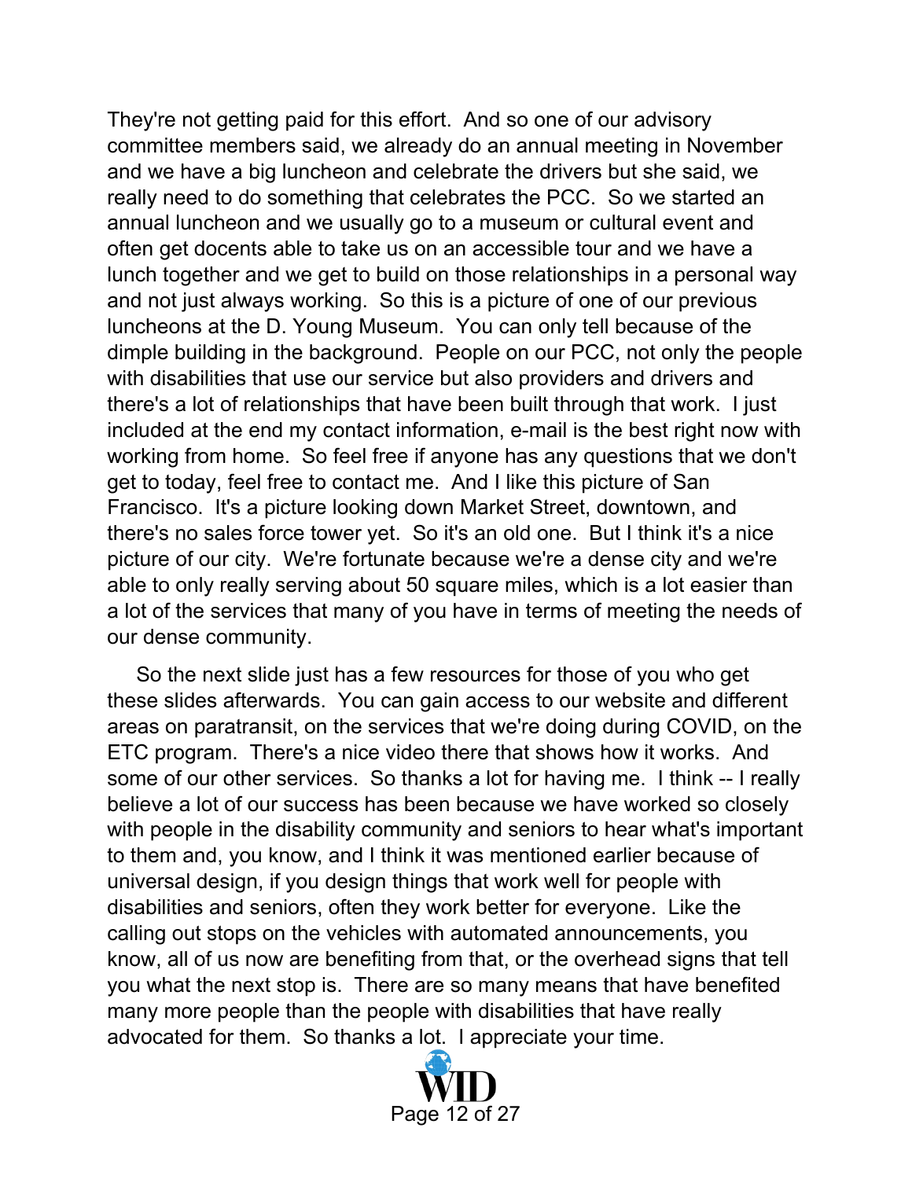They're not getting paid for this effort. And so one of our advisory committee members said, we already do an annual meeting in November and we have a big luncheon and celebrate the drivers but she said, we really need to do something that celebrates the PCC. So we started an annual luncheon and we usually go to a museum or cultural event and often get docents able to take us on an accessible tour and we have a lunch together and we get to build on those relationships in a personal way and not just always working. So this is a picture of one of our previous luncheons at the D. Young Museum. You can only tell because of the dimple building in the background. People on our PCC, not only the people with disabilities that use our service but also providers and drivers and there's a lot of relationships that have been built through that work. I just included at the end my contact information, e-mail is the best right now with working from home. So feel free if anyone has any questions that we don't get to today, feel free to contact me. And I like this picture of San Francisco. It's a picture looking down Market Street, downtown, and there's no sales force tower yet. So it's an old one. But I think it's a nice picture of our city. We're fortunate because we're a dense city and we're able to only really serving about 50 square miles, which is a lot easier than a lot of the services that many of you have in terms of meeting the needs of our dense community.

So the next slide just has a few resources for those of you who get these slides afterwards. You can gain access to our website and different areas on paratransit, on the services that we're doing during COVID, on the ETC program. There's a nice video there that shows how it works. And some of our other services. So thanks a lot for having me. I think -- I really believe a lot of our success has been because we have worked so closely with people in the disability community and seniors to hear what's important to them and, you know, and I think it was mentioned earlier because of universal design, if you design things that work well for people with disabilities and seniors, often they work better for everyone. Like the calling out stops on the vehicles with automated announcements, you know, all of us now are benefiting from that, or the overhead signs that tell you what the next stop is. There are so many means that have benefited many more people than the people with disabilities that have really advocated for them. So thanks a lot. I appreciate your time.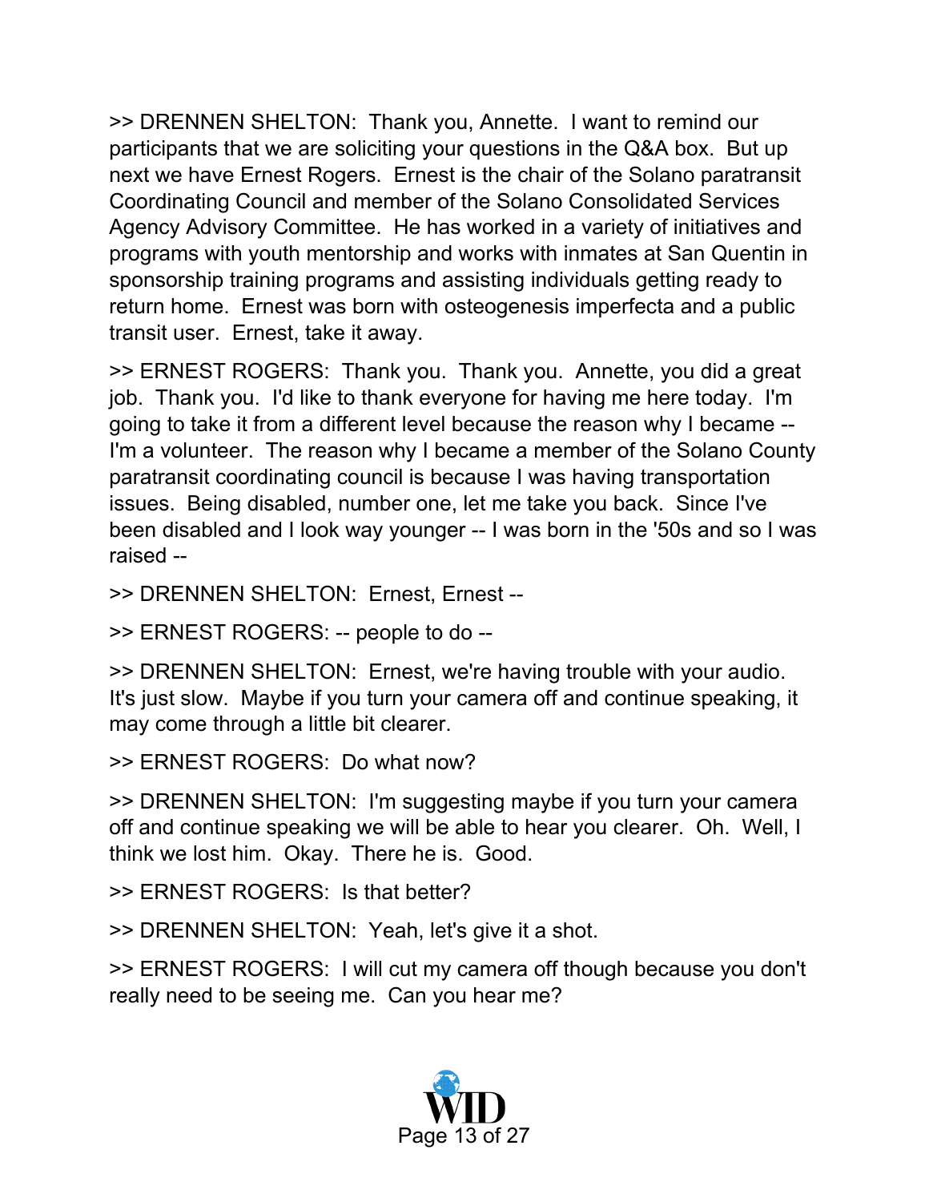>> DRENNEN SHELTON:  Thank you, Annette.  I want to remind our participants that we are soliciting your questions in the Q&A box.  But up next we have Ernest Rogers.  Ernest is the chair of the Solano paratransit Coordinating Council and member of the Solano Consolidated Services Agency Advisory Committee.  He has worked in a variety of initiatives and programs with youth mentorship and works with inmates at San Quentin in sponsorship training programs and assisting individuals getting ready to return home.  Ernest was born with osteogenesis imperfecta and a public transit user.  Ernest, take it away.

>> ERNEST ROGERS:  Thank you.  Thank you.  Annette, you did a great job.  Thank you.  I'd like to thank everyone for having me here today.  I'm going to take it from a different level because the reason why I became -- I'm a volunteer.  The reason why I became a member of the Solano County paratransit coordinating council is because I was having transportation issues.  Being disabled, number one, let me take you back.  Since I've been disabled and I look way younger -- I was born in the '50s and so I was raised --

>> DRENNEN SHELTON:  Ernest, Ernest --

>> ERNEST ROGERS: -- people to do --

>> DRENNEN SHELTON:  Ernest, we're having trouble with your audio.  It's just slow.  Maybe if you turn your camera off and continue speaking, it may come through a little bit clearer.

>> ERNEST ROGERS:  Do what now?

>> DRENNEN SHELTON:  I'm suggesting maybe if you turn your camera off and continue speaking we will be able to hear you clearer.  Oh.  Well, I think we lost him.  Okay.  There he is.  Good.

>> ERNEST ROGERS:  Is that better?

>> DRENNEN SHELTON:  Yeah, let's give it a shot.

>> ERNEST ROGERS:  I will cut my camera off though because you don't really need to be seeing me.  Can you hear me?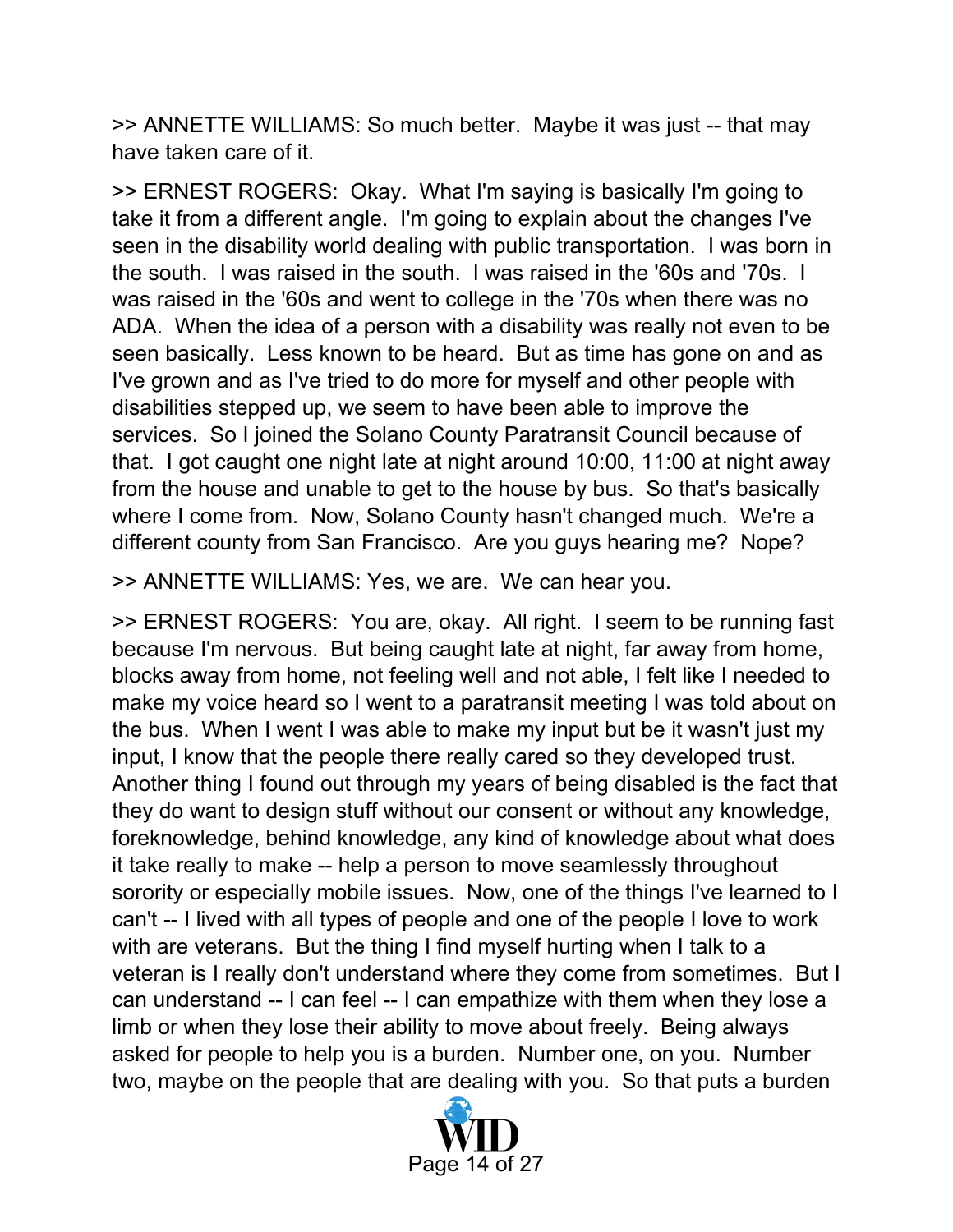>> ANNETTE WILLIAMS: So much better.  Maybe it was just -- that may have taken care of it.

>> ERNEST ROGERS:  Okay.  What I'm saying is basically I'm going to take it from a different angle.  I'm going to explain about the changes I've seen in the disability world dealing with public transportation.  I was born in the south.  I was raised in the south.  I was raised in the '60s and '70s.  I was raised in the '60s and went to college in the '70s when there was no ADA.  When the idea of a person with a disability was really not even to be seen basically.  Less known to be heard.  But as time has gone on and as I've grown and as I've tried to do more for myself and other people with disabilities stepped up, we seem to have been able to improve the services.  So I joined the Solano County Paratransit Council because of that.  I got caught one night late at night around 10:00, 11:00 at night away from the house and unable to get to the house by bus.  So that's basically where I come from.  Now, Solano County hasn't changed much.  We're a different county from San Francisco.  Are you guys hearing me?  Nope?

>> ANNETTE WILLIAMS: Yes, we are.  We can hear you.

>> ERNEST ROGERS:  You are, okay.  All right.  I seem to be running fast because I'm nervous.  But being caught late at night, far away from home, blocks away from home, not feeling well and not able, I felt like I needed to make my voice heard so I went to a paratransit meeting I was told about on the bus.  When I went I was able to make my input but be it wasn't just my input, I know that the people there really cared so they developed trust.  Another thing I found out through my years of being disabled is the fact that they do want to design stuff without our consent or without any knowledge, foreknowledge, behind knowledge, any kind of knowledge about what does it take really to make -- help a person to move seamlessly throughout sorority or especially mobile issues.  Now, one of the things I've learned to I can't -- I lived with all types of people and one of the people I love to work with are veterans.  But the thing I find myself hurting when I talk to a veteran is I really don't understand where they come from sometimes.  But I can understand -- I can feel -- I can empathize with them when they lose a limb or when they lose their ability to move about freely.  Being always asked for people to help you is a burden.  Number one, on you.  Number two, maybe on the people that are dealing with you.  So that puts a burden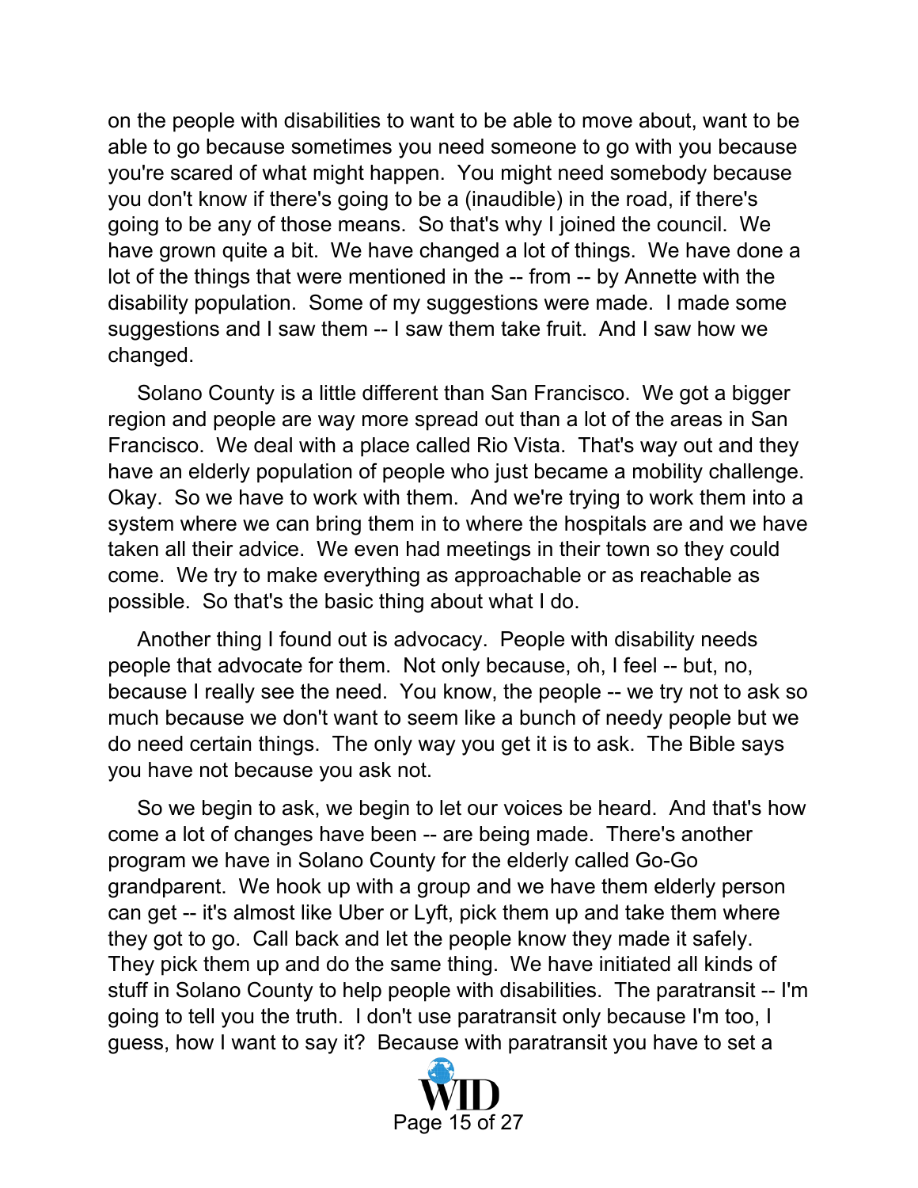on the people with disabilities to want to be able to move about, want to be able to go because sometimes you need someone to go with you because you're scared of what might happen. You might need somebody because you don't know if there's going to be a (inaudible) in the road, if there's going to be any of those means. So that's why I joined the council. We have grown quite a bit. We have changed a lot of things. We have done a lot of the things that were mentioned in the -- from -- by Annette with the disability population. Some of my suggestions were made. I made some suggestions and I saw them -- I saw them take fruit. And I saw how we changed.

Solano County is a little different than San Francisco. We got a bigger region and people are way more spread out than a lot of the areas in San Francisco. We deal with a place called Rio Vista. That's way out and they have an elderly population of people who just became a mobility challenge. Okay. So we have to work with them. And we're trying to work them into a system where we can bring them in to where the hospitals are and we have taken all their advice. We even had meetings in their town so they could come. We try to make everything as approachable or as reachable as possible. So that's the basic thing about what I do.

Another thing I found out is advocacy. People with disability needs people that advocate for them. Not only because, oh, I feel -- but, no, because I really see the need. You know, the people -- we try not to ask so much because we don't want to seem like a bunch of needy people but we do need certain things. The only way you get it is to ask. The Bible says you have not because you ask not.

So we begin to ask, we begin to let our voices be heard. And that's how come a lot of changes have been -- are being made. There's another program we have in Solano County for the elderly called Go-Go grandparent. We hook up with a group and we have them elderly person can get -- it's almost like Uber or Lyft, pick them up and take them where they got to go. Call back and let the people know they made it safely. They pick them up and do the same thing. We have initiated all kinds of stuff in Solano County to help people with disabilities. The paratransit -- I'm going to tell you the truth. I don't use paratransit only because I'm too, I guess, how I want to say it? Because with paratransit you have to set a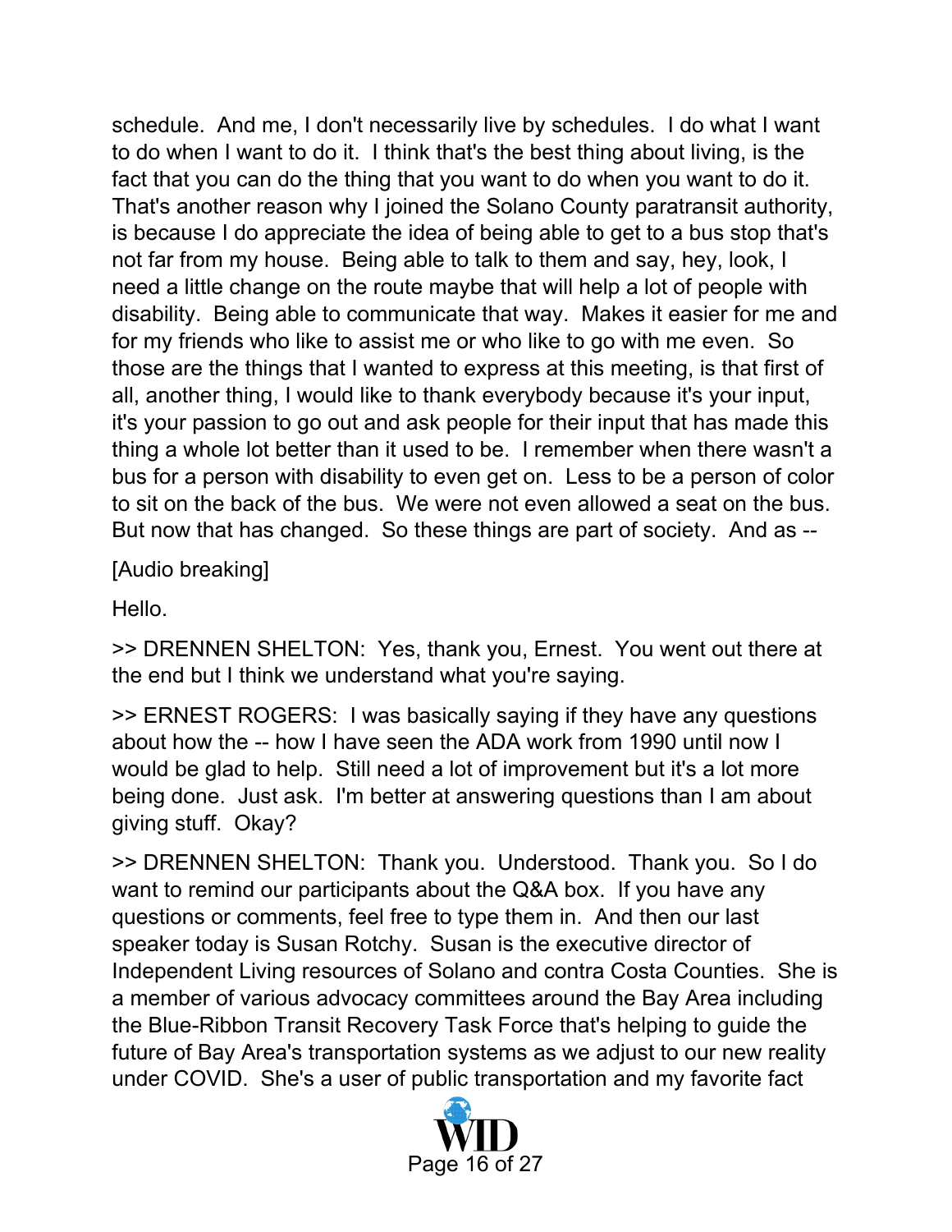schedule. And me, I don't necessarily live by schedules. I do what I want to do when I want to do it. I think that's the best thing about living, is the fact that you can do the thing that you want to do when you want to do it. That's another reason why I joined the Solano County paratransit authority, is because I do appreciate the idea of being able to get to a bus stop that's not far from my house. Being able to talk to them and say, hey, look, I need a little change on the route maybe that will help a lot of people with disability. Being able to communicate that way. Makes it easier for me and for my friends who like to assist me or who like to go with me even. So those are the things that I wanted to express at this meeting, is that first of all, another thing, I would like to thank everybody because it's your input, it's your passion to go out and ask people for their input that has made this thing a whole lot better than it used to be. I remember when there wasn't a bus for a person with disability to even get on. Less to be a person of color to sit on the back of the bus. We were not even allowed a seat on the bus. But now that has changed. So these things are part of society. And as --

[Audio breaking]

Hello.

>> DRENNEN SHELTON: Yes, thank you, Ernest. You went out there at the end but I think we understand what you're saying.

>> ERNEST ROGERS: I was basically saying if they have any questions about how the -- how I have seen the ADA work from 1990 until now I would be glad to help. Still need a lot of improvement but it's a lot more being done. Just ask. I'm better at answering questions than I am about giving stuff. Okay?

>> DRENNEN SHELTON: Thank you. Understood. Thank you. So I do want to remind our participants about the Q&A box. If you have any questions or comments, feel free to type them in. And then our last speaker today is Susan Rotchy. Susan is the executive director of Independent Living resources of Solano and contra Costa Counties. She is a member of various advocacy committees around the Bay Area including the Blue-Ribbon Transit Recovery Task Force that's helping to guide the future of Bay Area's transportation systems as we adjust to our new reality under COVID. She's a user of public transportation and my favorite fact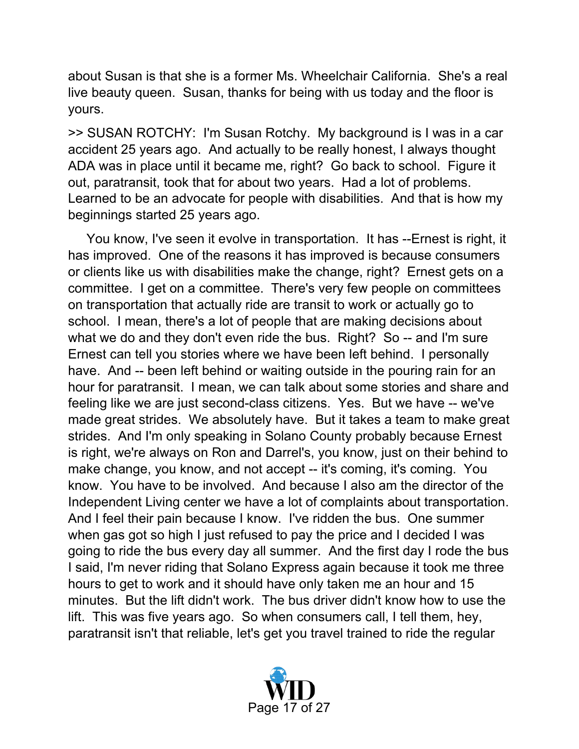about Susan is that she is a former Ms. Wheelchair California. She's a real live beauty queen. Susan, thanks for being with us today and the floor is yours.

>> SUSAN ROTCHY: I'm Susan Rotchy. My background is I was in a car accident 25 years ago. And actually to be really honest, I always thought ADA was in place until it became me, right? Go back to school. Figure it out, paratransit, took that for about two years. Had a lot of problems. Learned to be an advocate for people with disabilities. And that is how my beginnings started 25 years ago.

You know, I've seen it evolve in transportation. It has --Ernest is right, it has improved. One of the reasons it has improved is because consumers or clients like us with disabilities make the change, right? Ernest gets on a committee. I get on a committee. There's very few people on committees on transportation that actually ride are transit to work or actually go to school. I mean, there's a lot of people that are making decisions about what we do and they don't even ride the bus. Right? So -- and I'm sure Ernest can tell you stories where we have been left behind. I personally have. And -- been left behind or waiting outside in the pouring rain for an hour for paratransit. I mean, we can talk about some stories and share and feeling like we are just second-class citizens. Yes. But we have -- we've made great strides. We absolutely have. But it takes a team to make great strides. And I'm only speaking in Solano County probably because Ernest is right, we're always on Ron and Darrel's, you know, just on their behind to make change, you know, and not accept -- it's coming, it's coming. You know. You have to be involved. And because I also am the director of the Independent Living center we have a lot of complaints about transportation. And I feel their pain because I know. I've ridden the bus. One summer when gas got so high I just refused to pay the price and I decided I was going to ride the bus every day all summer. And the first day I rode the bus I said, I'm never riding that Solano Express again because it took me three hours to get to work and it should have only taken me an hour and 15 minutes. But the lift didn't work. The bus driver didn't know how to use the lift. This was five years ago. So when consumers call, I tell them, hey, paratransit isn't that reliable, let's get you travel trained to ride the regular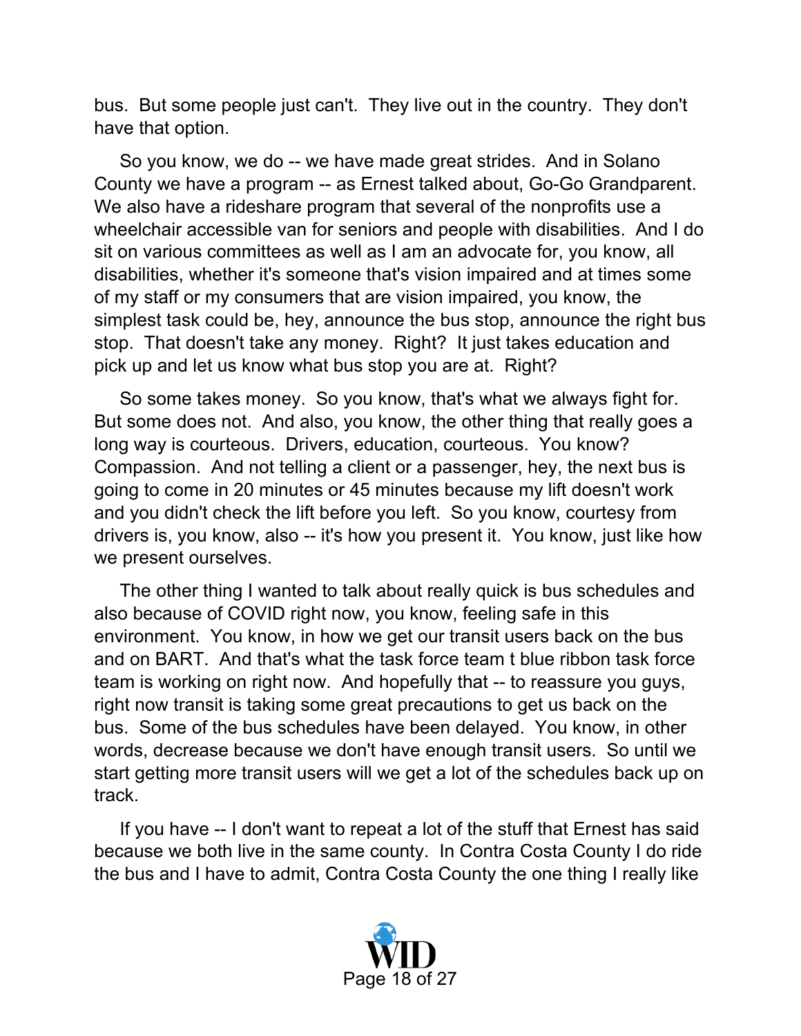bus. But some people just can't. They live out in the country. They don't have that option.

So you know, we do -- we have made great strides. And in Solano County we have a program -- as Ernest talked about, Go-Go Grandparent. We also have a rideshare program that several of the nonprofits use a wheelchair accessible van for seniors and people with disabilities. And I do sit on various committees as well as I am an advocate for, you know, all disabilities, whether it's someone that's vision impaired and at times some of my staff or my consumers that are vision impaired, you know, the simplest task could be, hey, announce the bus stop, announce the right bus stop. That doesn't take any money. Right? It just takes education and pick up and let us know what bus stop you are at. Right?

So some takes money. So you know, that's what we always fight for. But some does not. And also, you know, the other thing that really goes a long way is courteous. Drivers, education, courteous. You know? Compassion. And not telling a client or a passenger, hey, the next bus is going to come in 20 minutes or 45 minutes because my lift doesn't work and you didn't check the lift before you left. So you know, courtesy from drivers is, you know, also -- it's how you present it. You know, just like how we present ourselves.

The other thing I wanted to talk about really quick is bus schedules and also because of COVID right now, you know, feeling safe in this environment. You know, in how we get our transit users back on the bus and on BART. And that's what the task force team t blue ribbon task force team is working on right now. And hopefully that -- to reassure you guys, right now transit is taking some great precautions to get us back on the bus. Some of the bus schedules have been delayed. You know, in other words, decrease because we don't have enough transit users. So until we start getting more transit users will we get a lot of the schedules back up on track.

If you have -- I don't want to repeat a lot of the stuff that Ernest has said because we both live in the same county. In Contra Costa County I do ride the bus and I have to admit, Contra Costa County the one thing I really like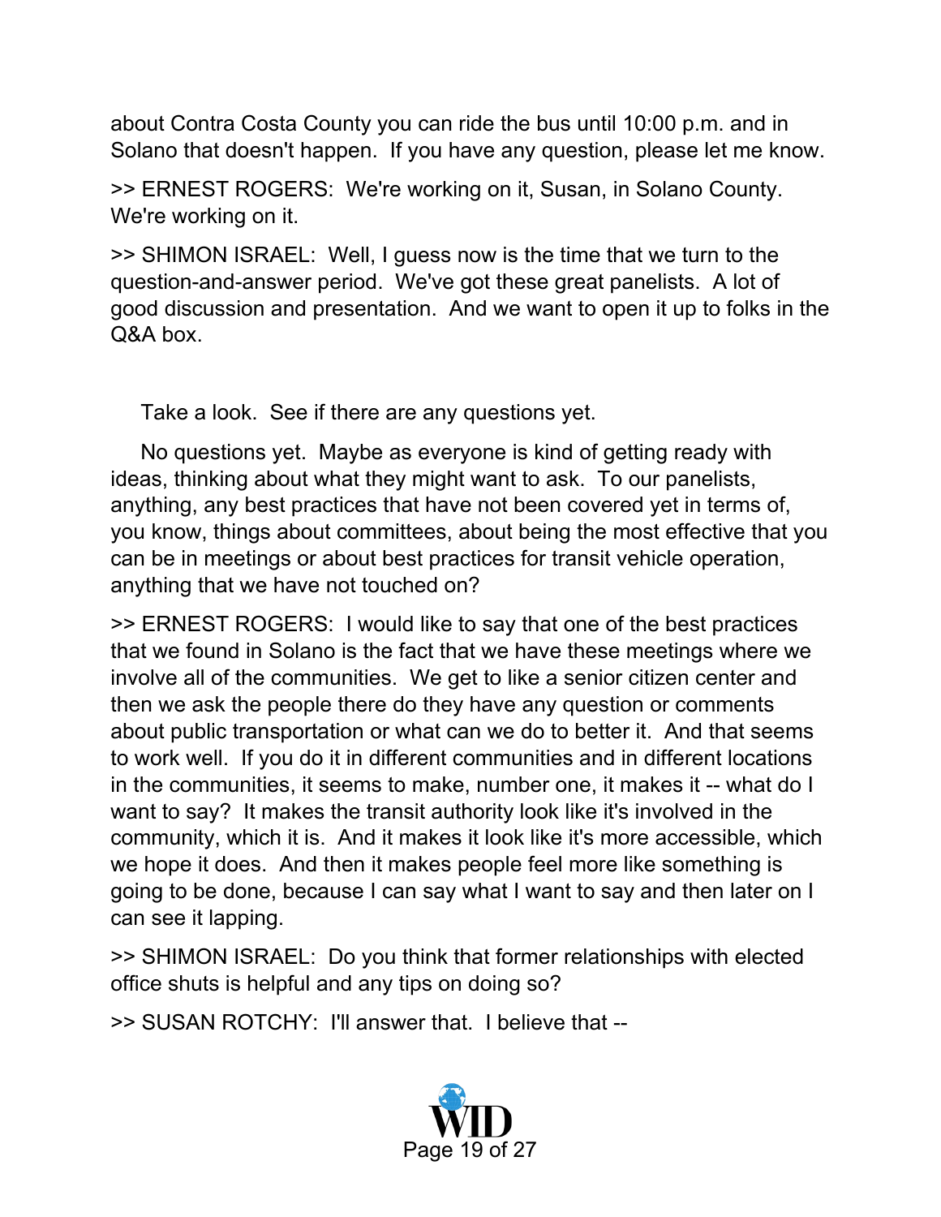about Contra Costa County you can ride the bus until 10:00 p.m. and in Solano that doesn't happen. If you have any question, please let me know.

>> ERNEST ROGERS: We're working on it, Susan, in Solano County. We're working on it.

>> SHIMON ISRAEL: Well, I guess now is the time that we turn to the question-and-answer period. We've got these great panelists. A lot of good discussion and presentation. And we want to open it up to folks in the Q&A box.

Take a look. See if there are any questions yet.

No questions yet. Maybe as everyone is kind of getting ready with ideas, thinking about what they might want to ask. To our panelists, anything, any best practices that have not been covered yet in terms of, you know, things about committees, about being the most effective that you can be in meetings or about best practices for transit vehicle operation, anything that we have not touched on?

>> ERNEST ROGERS: I would like to say that one of the best practices that we found in Solano is the fact that we have these meetings where we involve all of the communities. We get to like a senior citizen center and then we ask the people there do they have any question or comments about public transportation or what can we do to better it. And that seems to work well. If you do it in different communities and in different locations in the communities, it seems to make, number one, it makes it -- what do I want to say? It makes the transit authority look like it's involved in the community, which it is. And it makes it look like it's more accessible, which we hope it does. And then it makes people feel more like something is going to be done, because I can say what I want to say and then later on I can see it lapping.

>> SHIMON ISRAEL: Do you think that former relationships with elected office shuts is helpful and any tips on doing so?

>> SUSAN ROTCHY: I'll answer that. I believe that --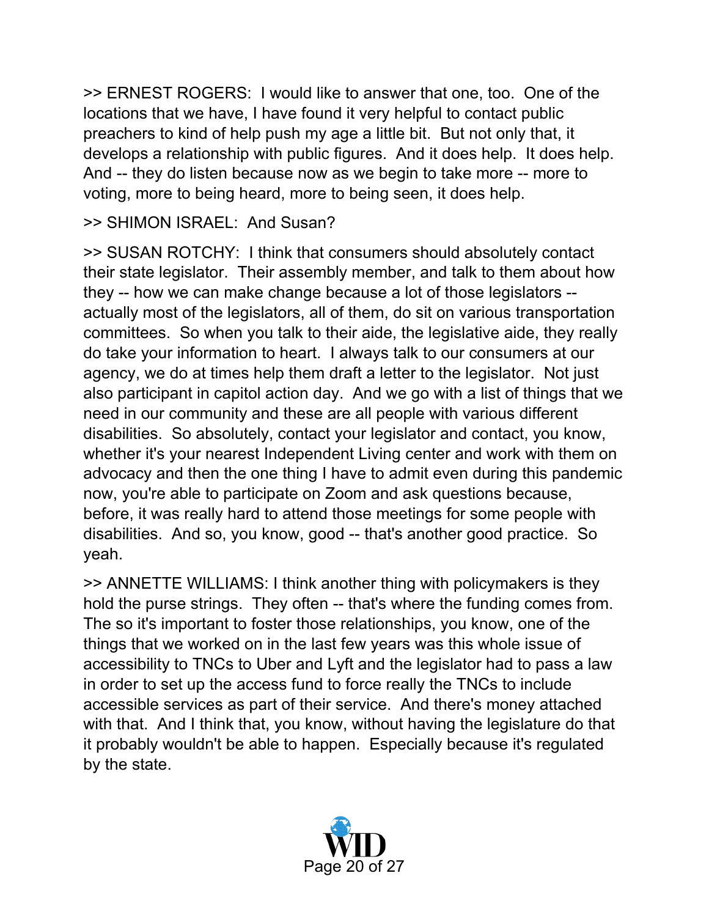>> ERNEST ROGERS: I would like to answer that one, too. One of the locations that we have, I have found it very helpful to contact public preachers to kind of help push my age a little bit. But not only that, it develops a relationship with public figures. And it does help. It does help. And -- they do listen because now as we begin to take more -- more to voting, more to being heard, more to being seen, it does help.

>> SHIMON ISRAEL: And Susan?

>> SUSAN ROTCHY: I think that consumers should absolutely contact their state legislator. Their assembly member, and talk to them about how they -- how we can make change because a lot of those legislators -- actually most of the legislators, all of them, do sit on various transportation committees. So when you talk to their aide, the legislative aide, they really do take your information to heart. I always talk to our consumers at our agency, we do at times help them draft a letter to the legislator. Not just also participant in capitol action day. And we go with a list of things that we need in our community and these are all people with various different disabilities. So absolutely, contact your legislator and contact, you know, whether it's your nearest Independent Living center and work with them on advocacy and then the one thing I have to admit even during this pandemic now, you're able to participate on Zoom and ask questions because, before, it was really hard to attend those meetings for some people with disabilities. And so, you know, good -- that's another good practice. So yeah.

>> ANNETTE WILLIAMS: I think another thing with policymakers is they hold the purse strings. They often -- that's where the funding comes from. The so it's important to foster those relationships, you know, one of the things that we worked on in the last few years was this whole issue of accessibility to TNCs to Uber and Lyft and the legislator had to pass a law in order to set up the access fund to force really the TNCs to include accessible services as part of their service. And there's money attached with that. And I think that, you know, without having the legislature do that it probably wouldn't be able to happen. Especially because it's regulated by the state.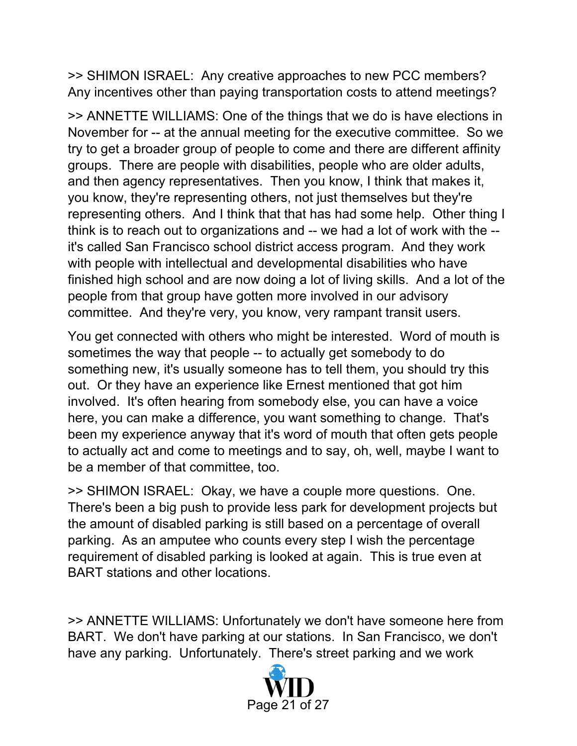>> SHIMON ISRAEL: Any creative approaches to new PCC members? Any incentives other than paying transportation costs to attend meetings?

>> ANNETTE WILLIAMS: One of the things that we do is have elections in November for -- at the annual meeting for the executive committee. So we try to get a broader group of people to come and there are different affinity groups. There are people with disabilities, people who are older adults, and then agency representatives. Then you know, I think that makes it, you know, they're representing others, not just themselves but they're representing others. And I think that that has had some help. Other thing I think is to reach out to organizations and -- we had a lot of work with the -- it's called San Francisco school district access program. And they work with people with intellectual and developmental disabilities who have finished high school and are now doing a lot of living skills. And a lot of the people from that group have gotten more involved in our advisory committee. And they're very, you know, very rampant transit users.

You get connected with others who might be interested. Word of mouth is sometimes the way that people -- to actually get somebody to do something new, it's usually someone has to tell them, you should try this out. Or they have an experience like Ernest mentioned that got him involved. It's often hearing from somebody else, you can have a voice here, you can make a difference, you want something to change. That's been my experience anyway that it's word of mouth that often gets people to actually act and come to meetings and to say, oh, well, maybe I want to be a member of that committee, too.

>> SHIMON ISRAEL: Okay, we have a couple more questions. One. There's been a big push to provide less park for development projects but the amount of disabled parking is still based on a percentage of overall parking. As an amputee who counts every step I wish the percentage requirement of disabled parking is looked at again. This is true even at BART stations and other locations.

>> ANNETTE WILLIAMS: Unfortunately we don't have someone here from BART. We don't have parking at our stations. In San Francisco, we don't have any parking. Unfortunately. There's street parking and we work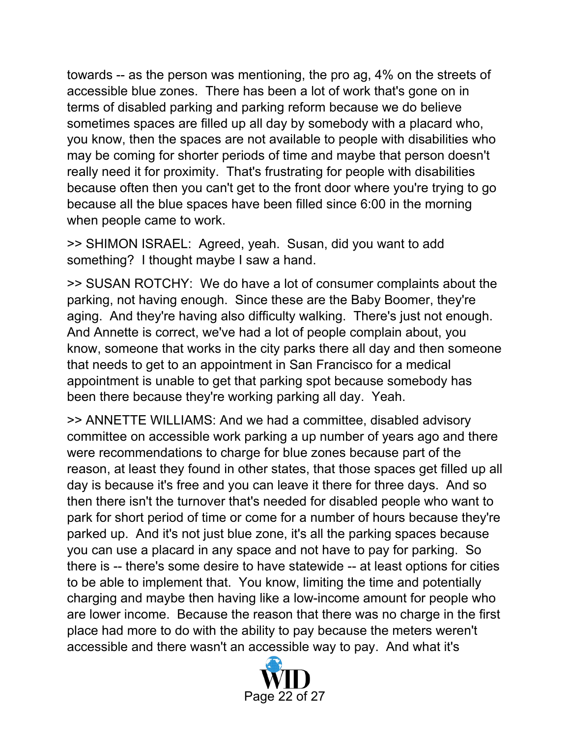towards -- as the person was mentioning, the pro ag, 4% on the streets of accessible blue zones. There has been a lot of work that's gone on in terms of disabled parking and parking reform because we do believe sometimes spaces are filled up all day by somebody with a placard who, you know, then the spaces are not available to people with disabilities who may be coming for shorter periods of time and maybe that person doesn't really need it for proximity. That's frustrating for people with disabilities because often then you can't get to the front door where you're trying to go because all the blue spaces have been filled since 6:00 in the morning when people came to work.

>> SHIMON ISRAEL: Agreed, yeah. Susan, did you want to add something? I thought maybe I saw a hand.

>> SUSAN ROTCHY: We do have a lot of consumer complaints about the parking, not having enough. Since these are the Baby Boomer, they're aging. And they're having also difficulty walking. There's just not enough. And Annette is correct, we've had a lot of people complain about, you know, someone that works in the city parks there all day and then someone that needs to get to an appointment in San Francisco for a medical appointment is unable to get that parking spot because somebody has been there because they're working parking all day. Yeah.

>> ANNETTE WILLIAMS: And we had a committee, disabled advisory committee on accessible work parking a up number of years ago and there were recommendations to charge for blue zones because part of the reason, at least they found in other states, that those spaces get filled up all day is because it's free and you can leave it there for three days. And so then there isn't the turnover that's needed for disabled people who want to park for short period of time or come for a number of hours because they're parked up. And it's not just blue zone, it's all the parking spaces because you can use a placard in any space and not have to pay for parking. So there is -- there's some desire to have statewide -- at least options for cities to be able to implement that. You know, limiting the time and potentially charging and maybe then having like a low-income amount for people who are lower income. Because the reason that there was no charge in the first place had more to do with the ability to pay because the meters weren't accessible and there wasn't an accessible way to pay. And what it's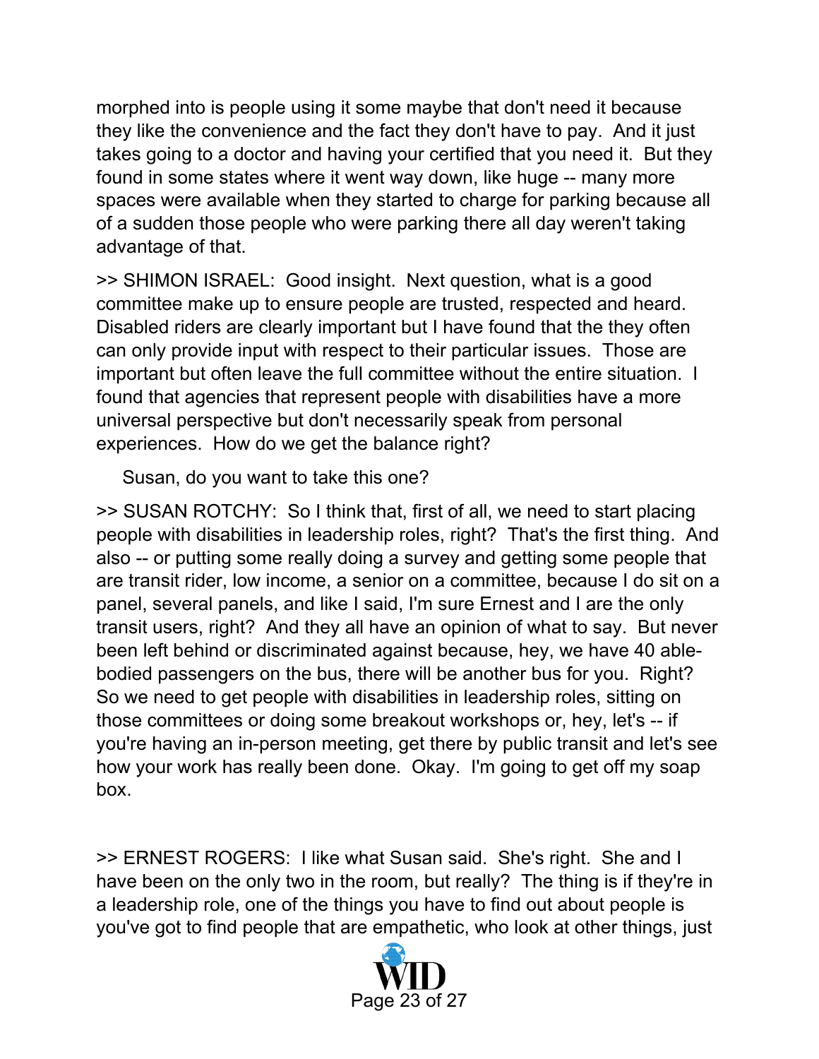morphed into is people using it some maybe that don't need it because they like the convenience and the fact they don't have to pay. And it just takes going to a doctor and having your certified that you need it. But they found in some states where it went way down, like huge -- many more spaces were available when they started to charge for parking because all of a sudden those people who were parking there all day weren't taking advantage of that.

>> SHIMON ISRAEL: Good insight. Next question, what is a good committee make up to ensure people are trusted, respected and heard. Disabled riders are clearly important but I have found that the they often can only provide input with respect to their particular issues. Those are important but often leave the full committee without the entire situation. I found that agencies that represent people with disabilities have a more universal perspective but don't necessarily speak from personal experiences. How do we get the balance right?

Susan, do you want to take this one?

>> SUSAN ROTCHY: So I think that, first of all, we need to start placing people with disabilities in leadership roles, right? That's the first thing. And also -- or putting some really doing a survey and getting some people that are transit rider, low income, a senior on a committee, because I do sit on a panel, several panels, and like I said, I'm sure Ernest and I are the only transit users, right? And they all have an opinion of what to say. But never been left behind or discriminated against because, hey, we have 40 able-bodied passengers on the bus, there will be another bus for you. Right? So we need to get people with disabilities in leadership roles, sitting on those committees or doing some breakout workshops or, hey, let's -- if you're having an in-person meeting, get there by public transit and let's see how your work has really been done. Okay. I'm going to get off my soap box.

>> ERNEST ROGERS: I like what Susan said. She's right. She and I have been on the only two in the room, but really? The thing is if they're in a leadership role, one of the things you have to find out about people is you've got to find people that are empathetic, who look at other things, just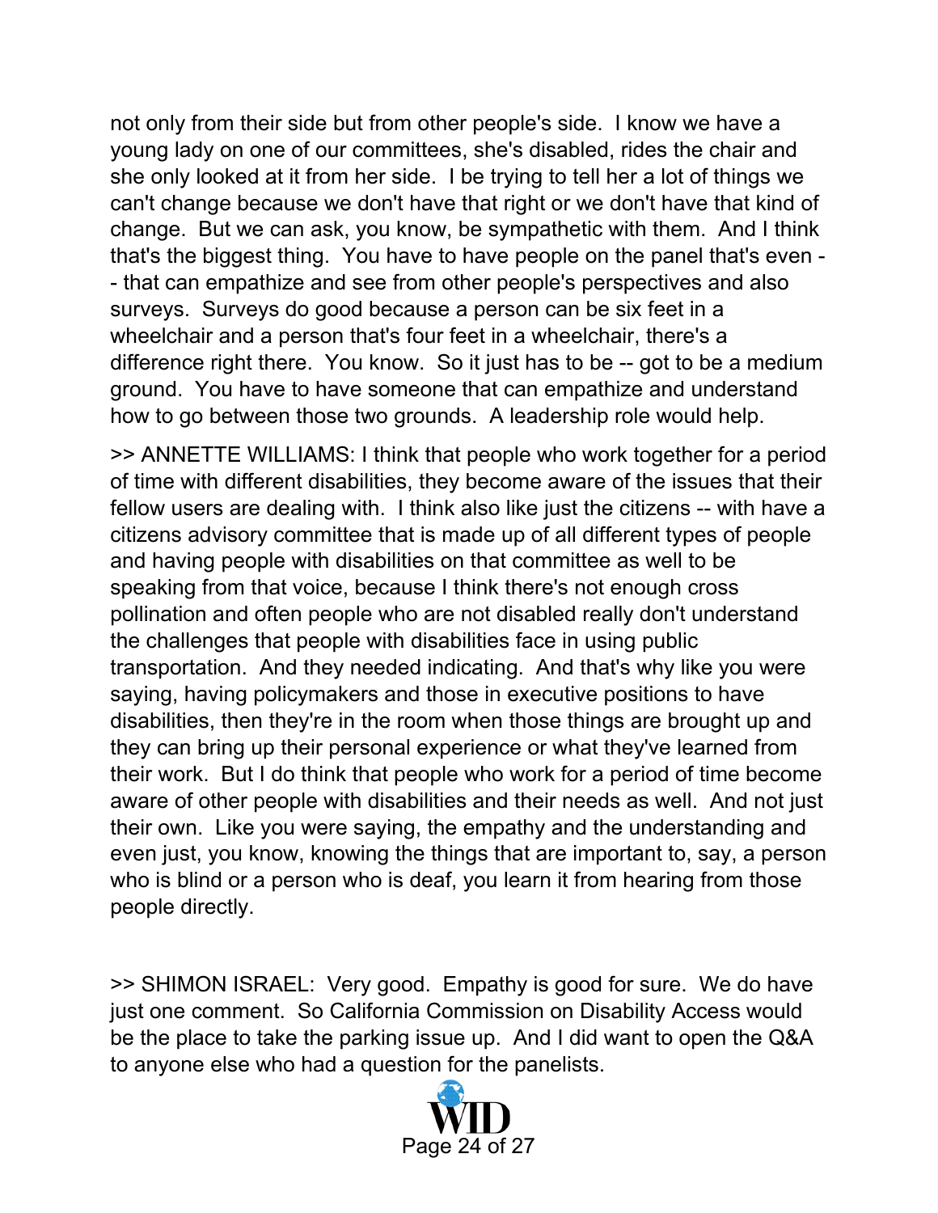not only from their side but from other people's side. I know we have a young lady on one of our committees, she's disabled, rides the chair and she only looked at it from her side. I be trying to tell her a lot of things we can't change because we don't have that right or we don't have that kind of change. But we can ask, you know, be sympathetic with them. And I think that's the biggest thing. You have to have people on the panel that's even -- that can empathize and see from other people's perspectives and also surveys. Surveys do good because a person can be six feet in a wheelchair and a person that's four feet in a wheelchair, there's a difference right there. You know. So it just has to be -- got to be a medium ground. You have to have someone that can empathize and understand how to go between those two grounds. A leadership role would help.

>> ANNETTE WILLIAMS: I think that people who work together for a period of time with different disabilities, they become aware of the issues that their fellow users are dealing with. I think also like just the citizens -- with have a citizens advisory committee that is made up of all different types of people and having people with disabilities on that committee as well to be speaking from that voice, because I think there's not enough cross pollination and often people who are not disabled really don't understand the challenges that people with disabilities face in using public transportation. And they needed indicating. And that's why like you were saying, having policymakers and those in executive positions to have disabilities, then they're in the room when those things are brought up and they can bring up their personal experience or what they've learned from their work. But I do think that people who work for a period of time become aware of other people with disabilities and their needs as well. And not just their own. Like you were saying, the empathy and the understanding and even just, you know, knowing the things that are important to, say, a person who is blind or a person who is deaf, you learn it from hearing from those people directly.

>> SHIMON ISRAEL: Very good. Empathy is good for sure. We do have just one comment. So California Commission on Disability Access would be the place to take the parking issue up. And I did want to open the Q&A to anyone else who had a question for the panelists.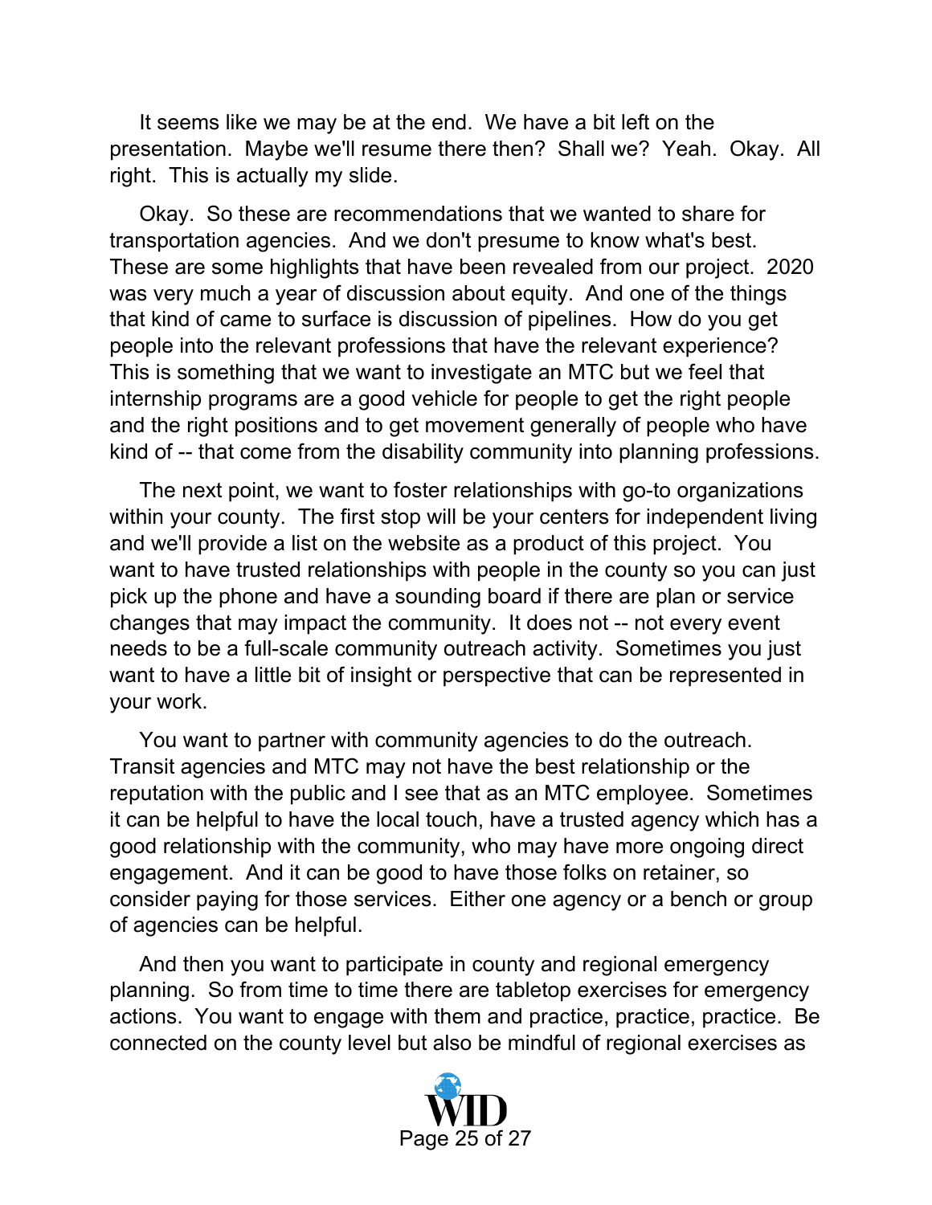It seems like we may be at the end. We have a bit left on the presentation. Maybe we'll resume there then? Shall we? Yeah. Okay. All right. This is actually my slide.

Okay. So these are recommendations that we wanted to share for transportation agencies. And we don't presume to know what's best. These are some highlights that have been revealed from our project. 2020 was very much a year of discussion about equity. And one of the things that kind of came to surface is discussion of pipelines. How do you get people into the relevant professions that have the relevant experience? This is something that we want to investigate an MTC but we feel that internship programs are a good vehicle for people to get the right people and the right positions and to get movement generally of people who have kind of -- that come from the disability community into planning professions.

The next point, we want to foster relationships with go-to organizations within your county. The first stop will be your centers for independent living and we'll provide a list on the website as a product of this project. You want to have trusted relationships with people in the county so you can just pick up the phone and have a sounding board if there are plan or service changes that may impact the community. It does not -- not every event needs to be a full-scale community outreach activity. Sometimes you just want to have a little bit of insight or perspective that can be represented in your work.

You want to partner with community agencies to do the outreach. Transit agencies and MTC may not have the best relationship or the reputation with the public and I see that as an MTC employee. Sometimes it can be helpful to have the local touch, have a trusted agency which has a good relationship with the community, who may have more ongoing direct engagement. And it can be good to have those folks on retainer, so consider paying for those services. Either one agency or a bench or group of agencies can be helpful.

And then you want to participate in county and regional emergency planning. So from time to time there are tabletop exercises for emergency actions. You want to engage with them and practice, practice, practice. Be connected on the county level but also be mindful of regional exercises as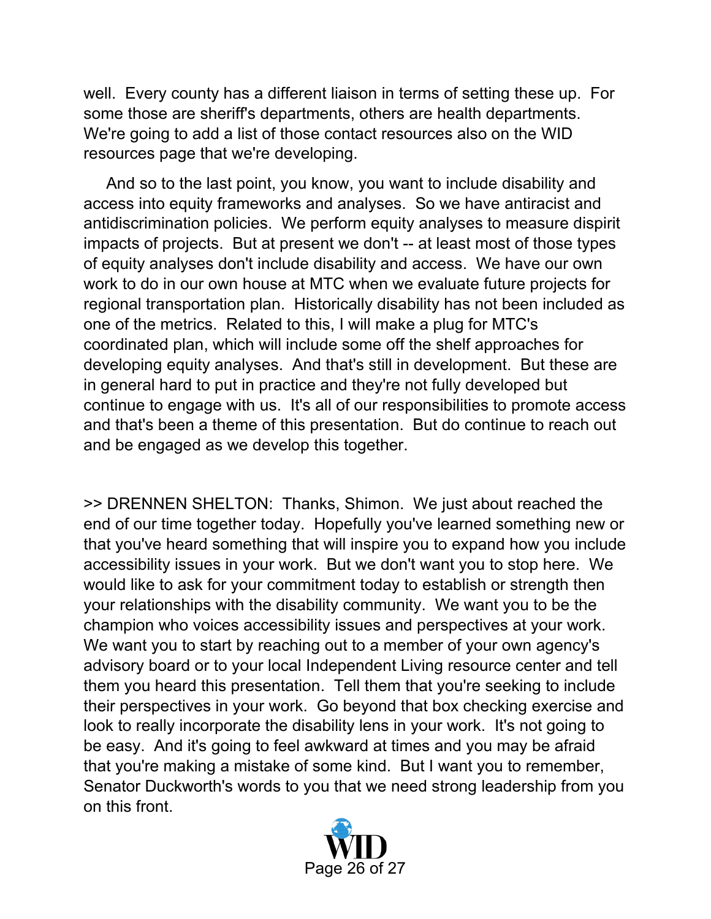well. Every county has a different liaison in terms of setting these up. For some those are sheriff's departments, others are health departments. We're going to add a list of those contact resources also on the WID resources page that we're developing.

And so to the last point, you know, you want to include disability and access into equity frameworks and analyses. So we have antiracist and antidiscrimination policies. We perform equity analyses to measure dispirit impacts of projects. But at present we don't -- at least most of those types of equity analyses don't include disability and access. We have our own work to do in our own house at MTC when we evaluate future projects for regional transportation plan. Historically disability has not been included as one of the metrics. Related to this, I will make a plug for MTC's coordinated plan, which will include some off the shelf approaches for developing equity analyses. And that's still in development. But these are in general hard to put in practice and they're not fully developed but continue to engage with us. It's all of our responsibilities to promote access and that's been a theme of this presentation. But do continue to reach out and be engaged as we develop this together.

>> DRENNEN SHELTON: Thanks, Shimon. We just about reached the end of our time together today. Hopefully you've learned something new or that you've heard something that will inspire you to expand how you include accessibility issues in your work. But we don't want you to stop here. We would like to ask for your commitment today to establish or strength then your relationships with the disability community. We want you to be the champion who voices accessibility issues and perspectives at your work. We want you to start by reaching out to a member of your own agency's advisory board or to your local Independent Living resource center and tell them you heard this presentation. Tell them that you're seeking to include their perspectives in your work. Go beyond that box checking exercise and look to really incorporate the disability lens in your work. It's not going to be easy. And it's going to feel awkward at times and you may be afraid that you're making a mistake of some kind. But I want you to remember, Senator Duckworth's words to you that we need strong leadership from you on this front.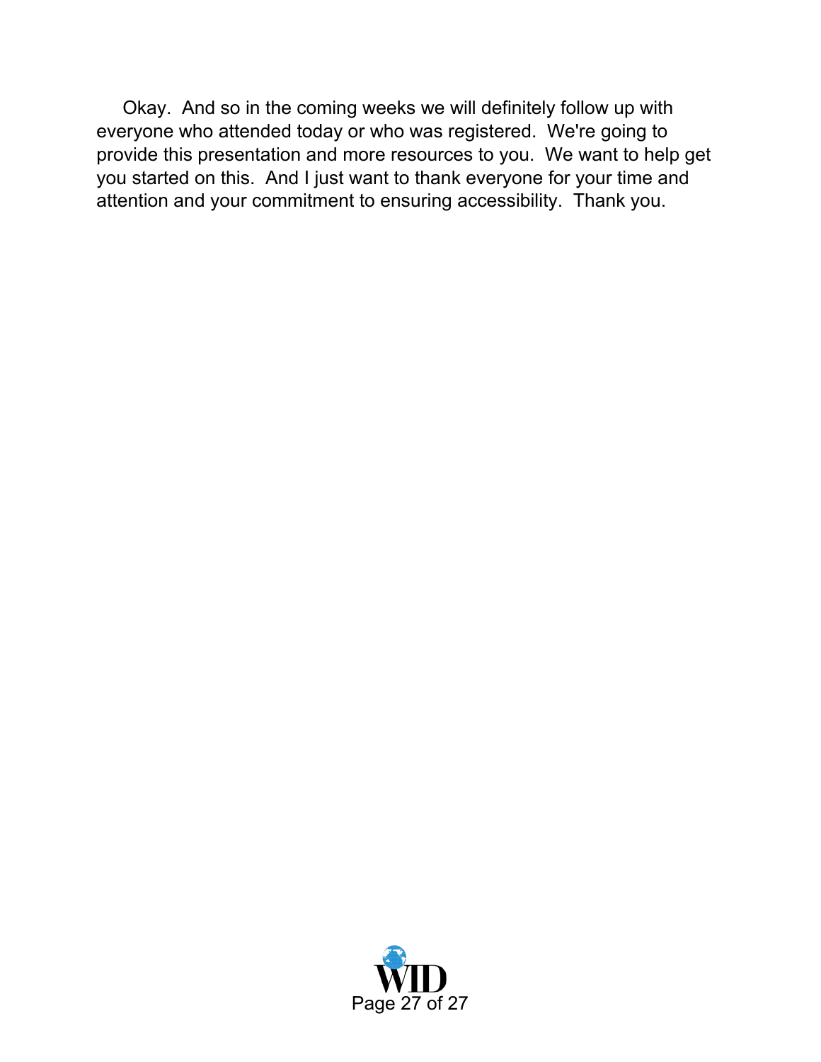Okay.  And so in the coming weeks we will definitely follow up with everyone who attended today or who was registered.  We're going to provide this presentation and more resources to you.  We want to help get you started on this.  And I just want to thank everyone for your time and attention and your commitment to ensuring accessibility.  Thank you.